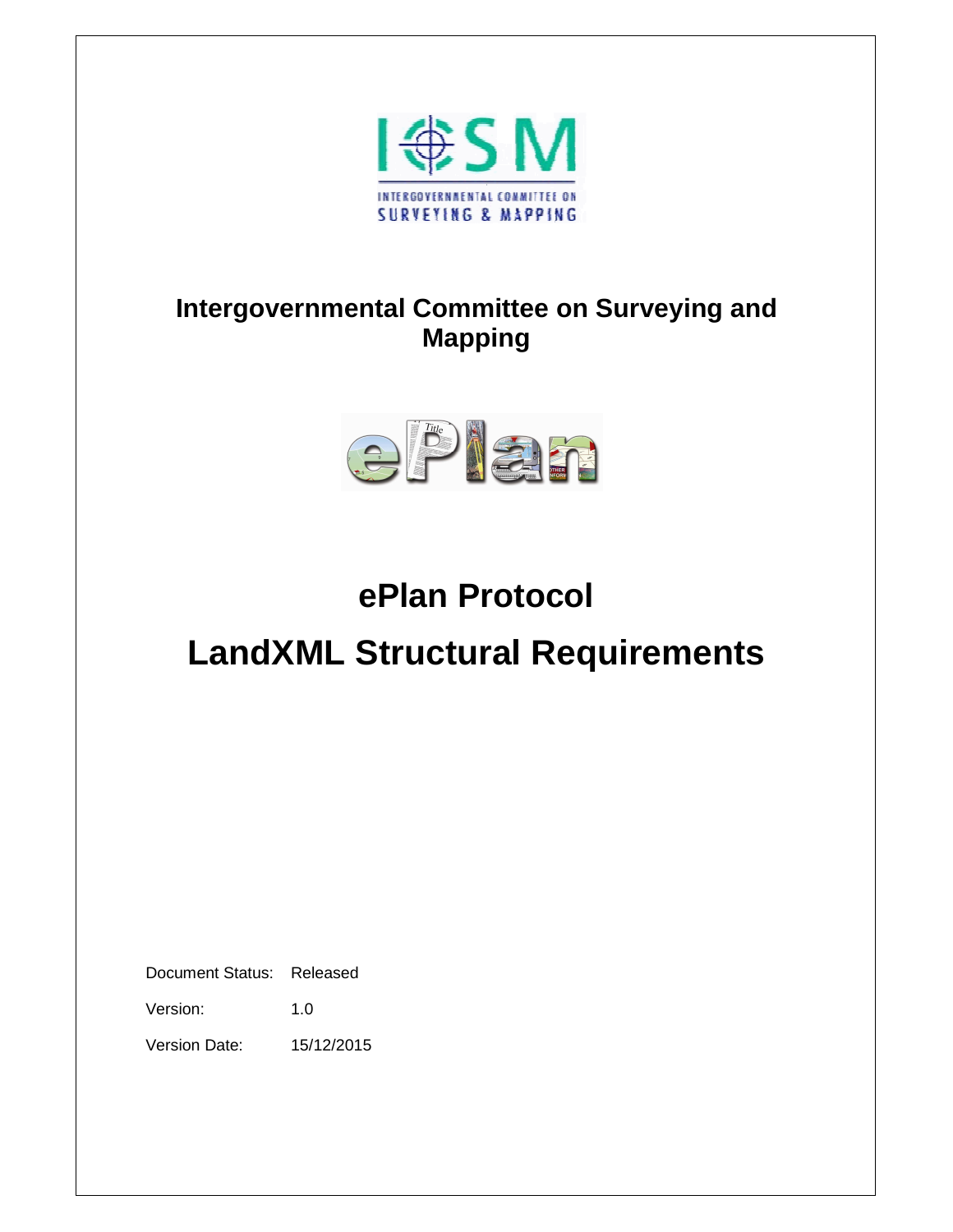Intergovernmental Committee on Surveying and Mapping

# Intergovernmental Committee on Surveying and Mapping

# ePlan Protocol

# LandXML Structural Requirements

Document Status: Released

Version: 1.0

Version Date: 15/12/2015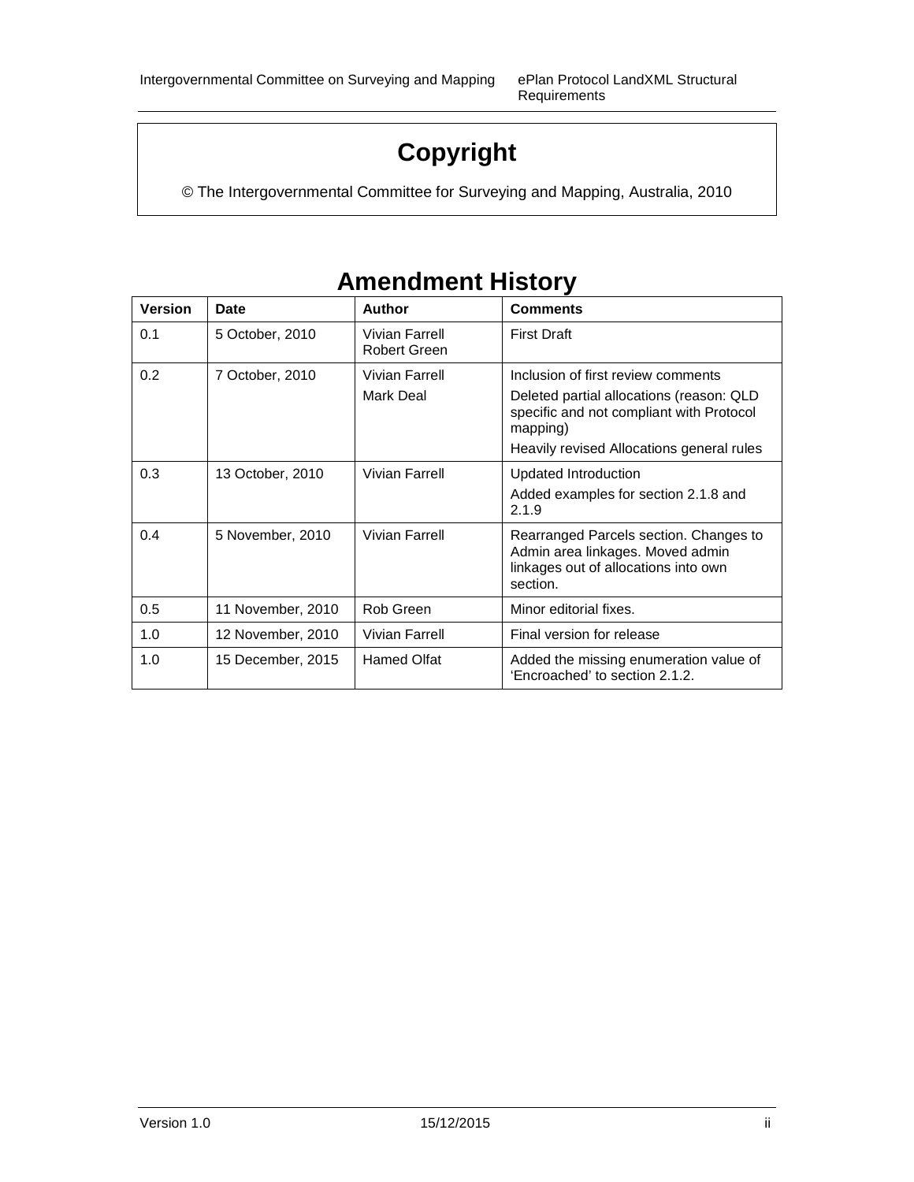# Copyright

© The Intergovernmental Committee for Surveying and Mapping, Australia, 2010

# Amendment History

| Version | Date | Author | Comments |
|---|---|---|---|
| 0.1 | 5 October, 2010 | Vivian Farrell<br>Robert Green | First Draft |
| 0.2 | 7 October, 2010 | Vivian Farrell<br>Mark Deal | Inclusion of first review comments<br>Deleted partial allocations (reason: QLD specific and not compliant with Protocol mapping)<br>Heavily revised Allocations general rules |
| 0.3 | 13 October, 2010 | Vivian Farrell | Updated Introduction<br>Added examples for section 2.1.8 and 2.1.9 |
| 0.4 | 5 November, 2010 | Vivian Farrell | Rearranged Parcels section. Changes to Admin area linkages. Moved admin linkages out of allocations into own section. |
| 0.5 | 11 November, 2010 | Rob Green | Minor editorial fixes. |
| 1.0 | 12 November, 2010 | Vivian Farrell | Final version for release |
| 1.0 | 15 December, 2015 | Hamed Olfat | Added the missing enumeration value of 'Encroached' to section 2.1.2. |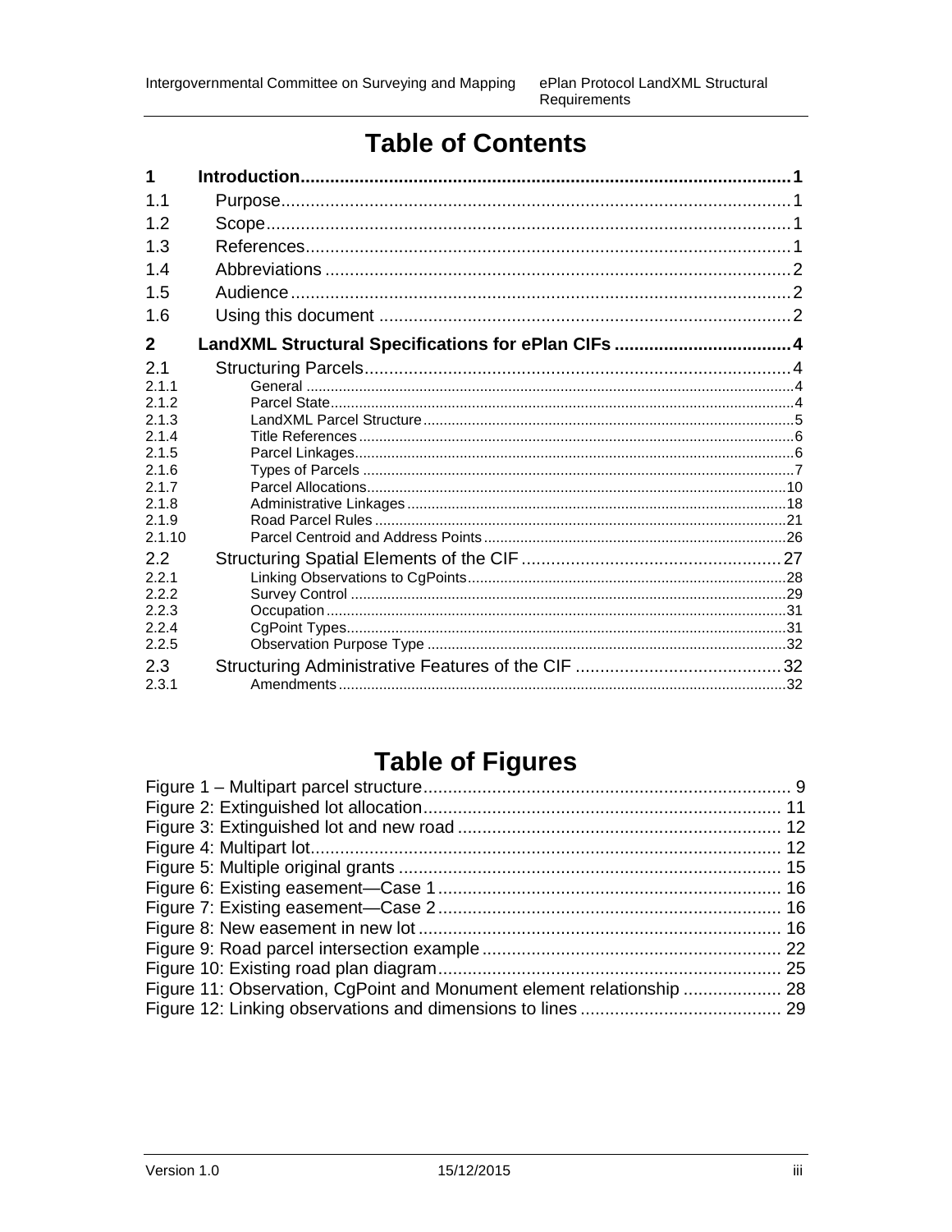# Table of Contents

| | | |
|---|---|---|
| **1** | **Introduction** | **1** |
| 1.1 | Purpose | 1 |
| 1.2 | Scope | 1 |
| 1.3 | References | 1 |
| 1.4 | Abbreviations | 2 |
| 1.5 | Audience | 2 |
| 1.6 | Using this document | 2 |
| **2** | **LandXML Structural Specifications for ePlan CIFs** | **4** |
| 2.1 | Structuring Parcels | 4 |
| 2.1.1 | General | 4 |
| 2.1.2 | Parcel State | 4 |
| 2.1.3 | LandXML Parcel Structure | 5 |
| 2.1.4 | Title References | 6 |
| 2.1.5 | Parcel Linkages | 6 |
| 2.1.6 | Types of Parcels | 7 |
| 2.1.7 | Parcel Allocations | 10 |
| 2.1.8 | Administrative Linkages | 18 |
| 2.1.9 | Road Parcel Rules | 21 |
| 2.1.10 | Parcel Centroid and Address Points | 26 |
| 2.2 | Structuring Spatial Elements of the CIF | 27 |
| 2.2.1 | Linking Observations to CgPoints | 28 |
| 2.2.2 | Survey Control | 29 |
| 2.2.3 | Occupation | 31 |
| 2.2.4 | CgPoint Types | 31 |
| 2.2.5 | Observation Purpose Type | 32 |
| 2.3 | Structuring Administrative Features of the CIF | 32 |
| 2.3.1 | Amendments | 32 |

# Table of Figures

| | |
|---|---|
| Figure 1 – Multipart parcel structure | 9 |
| Figure 2: Extinguished lot allocation | 11 |
| Figure 3: Extinguished lot and new road | 12 |
| Figure 4: Multipart lot | 12 |
| Figure 5: Multiple original grants | 15 |
| Figure 6: Existing easement—Case 1 | 16 |
| Figure 7: Existing easement—Case 2 | 16 |
| Figure 8: New easement in new lot | 16 |
| Figure 9: Road parcel intersection example | 22 |
| Figure 10: Existing road plan diagram | 25 |
| Figure 11: Observation, CgPoint and Monument element relationship | 28 |
| Figure 12: Linking observations and dimensions to lines | 29 |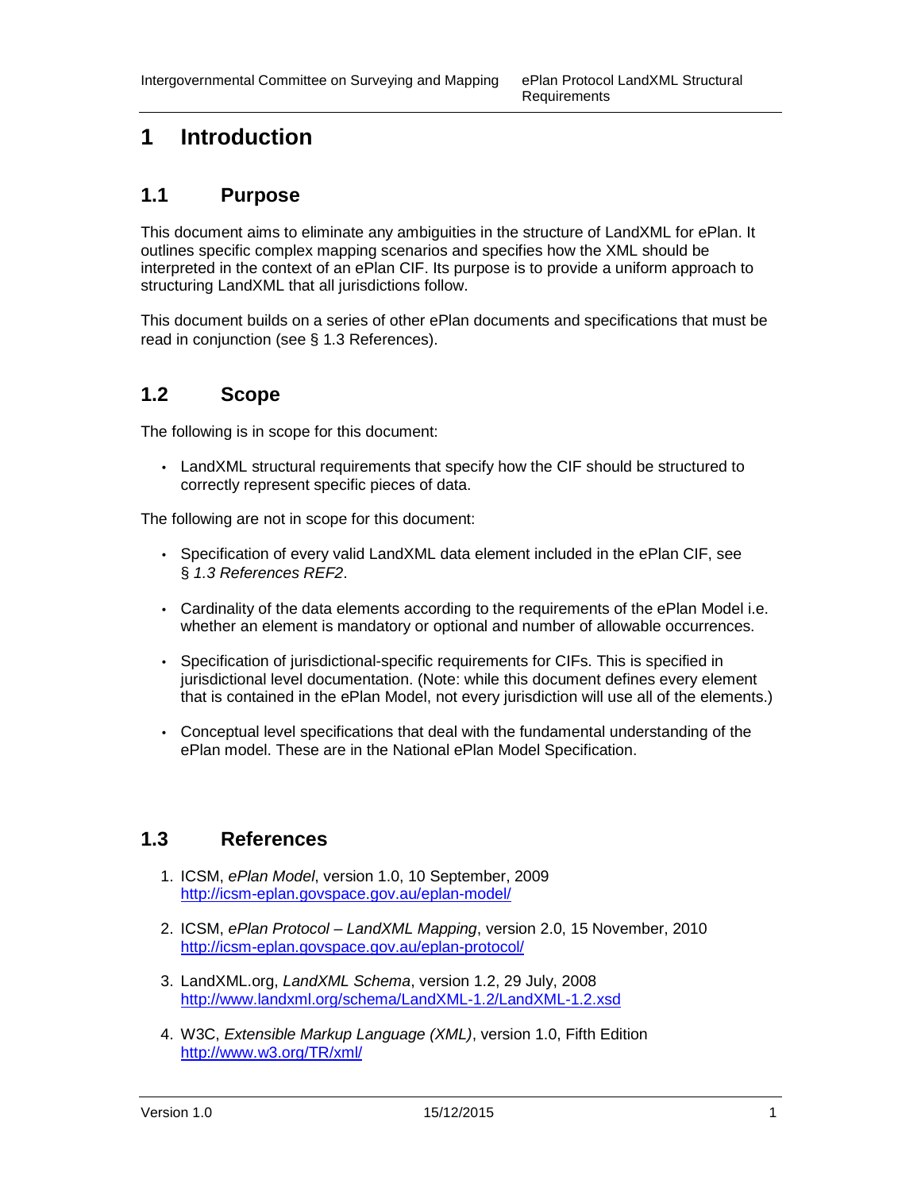# 1 Introduction

## 1.1 Purpose

This document aims to eliminate any ambiguities in the structure of LandXML for ePlan. It outlines specific complex mapping scenarios and specifies how the XML should be interpreted in the context of an ePlan CIF. Its purpose is to provide a uniform approach to structuring LandXML that all jurisdictions follow.

This document builds on a series of other ePlan documents and specifications that must be read in conjunction (see § 1.3 References).

## 1.2 Scope

The following is in scope for this document:

- LandXML structural requirements that specify how the CIF should be structured to correctly represent specific pieces of data.

The following are not in scope for this document:

- Specification of every valid LandXML data element included in the ePlan CIF, see § *1.3 References REF2*.
- Cardinality of the data elements according to the requirements of the ePlan Model i.e. whether an element is mandatory or optional and number of allowable occurrences.
- Specification of jurisdictional-specific requirements for CIFs. This is specified in jurisdictional level documentation. (Note: while this document defines every element that is contained in the ePlan Model, not every jurisdiction will use all of the elements.)
- Conceptual level specifications that deal with the fundamental understanding of the ePlan model. These are in the National ePlan Model Specification.

## 1.3 References

1. ICSM, *ePlan Model*, version 1.0, 10 September, 2009
   http://icsm-eplan.govspace.gov.au/eplan-model/
2. ICSM, *ePlan Protocol – LandXML Mapping*, version 2.0, 15 November, 2010
   http://icsm-eplan.govspace.gov.au/eplan-protocol/
3. LandXML.org, *LandXML Schema*, version 1.2, 29 July, 2008
   http://www.landxml.org/schema/LandXML-1.2/LandXML-1.2.xsd
4. W3C, *Extensible Markup Language (XML)*, version 1.0, Fifth Edition
   http://www.w3.org/TR/xml/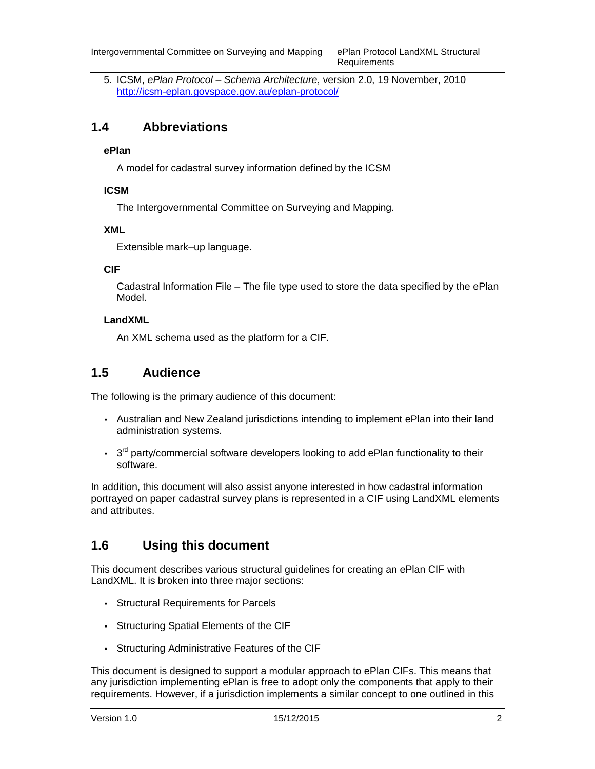5. ICSM, *ePlan Protocol – Schema Architecture*, version 2.0, 19 November, 2010 [http://icsm-eplan.govspace.gov.au/eplan-protocol/](http://icsm-eplan.govspace.gov.au/eplan-protocol/)

## 1.4 Abbreviations

**ePlan**

A model for cadastral survey information defined by the ICSM

**ICSM**

The Intergovernmental Committee on Surveying and Mapping.

**XML**

Extensible mark–up language.

**CIF**

Cadastral Information File – The file type used to store the data specified by the ePlan Model.

**LandXML**

An XML schema used as the platform for a CIF.

## 1.5 Audience

The following is the primary audience of this document:

- Australian and New Zealand jurisdictions intending to implement ePlan into their land administration systems.
- 3rd party/commercial software developers looking to add ePlan functionality to their software.

In addition, this document will also assist anyone interested in how cadastral information portrayed on paper cadastral survey plans is represented in a CIF using LandXML elements and attributes.

## 1.6 Using this document

This document describes various structural guidelines for creating an ePlan CIF with LandXML. It is broken into three major sections:

- Structural Requirements for Parcels
- Structuring Spatial Elements of the CIF
- Structuring Administrative Features of the CIF

This document is designed to support a modular approach to ePlan CIFs. This means that any jurisdiction implementing ePlan is free to adopt only the components that apply to their requirements. However, if a jurisdiction implements a similar concept to one outlined in this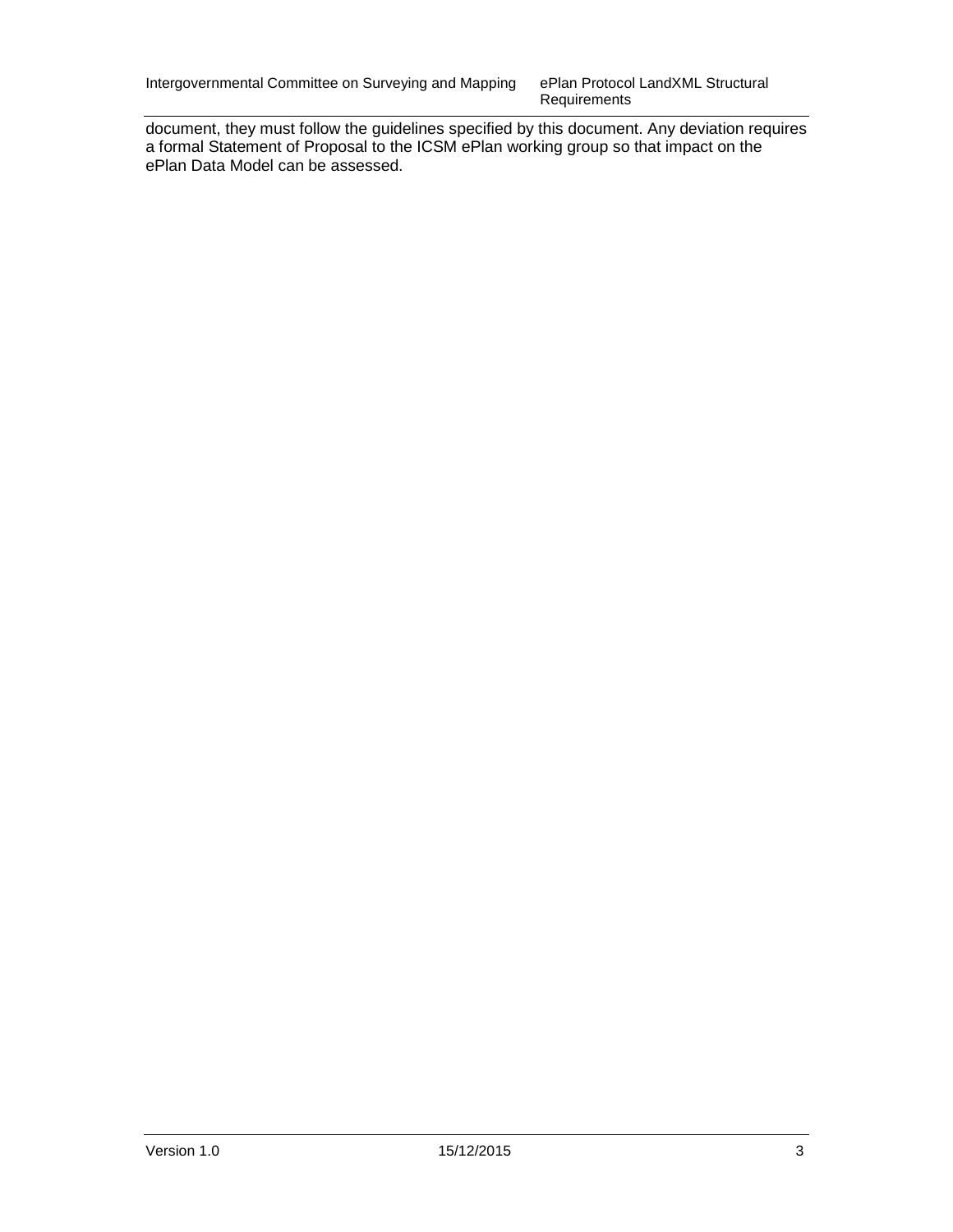document, they must follow the guidelines specified by this document. Any deviation requires a formal Statement of Proposal to the ICSM ePlan working group so that impact on the ePlan Data Model can be assessed.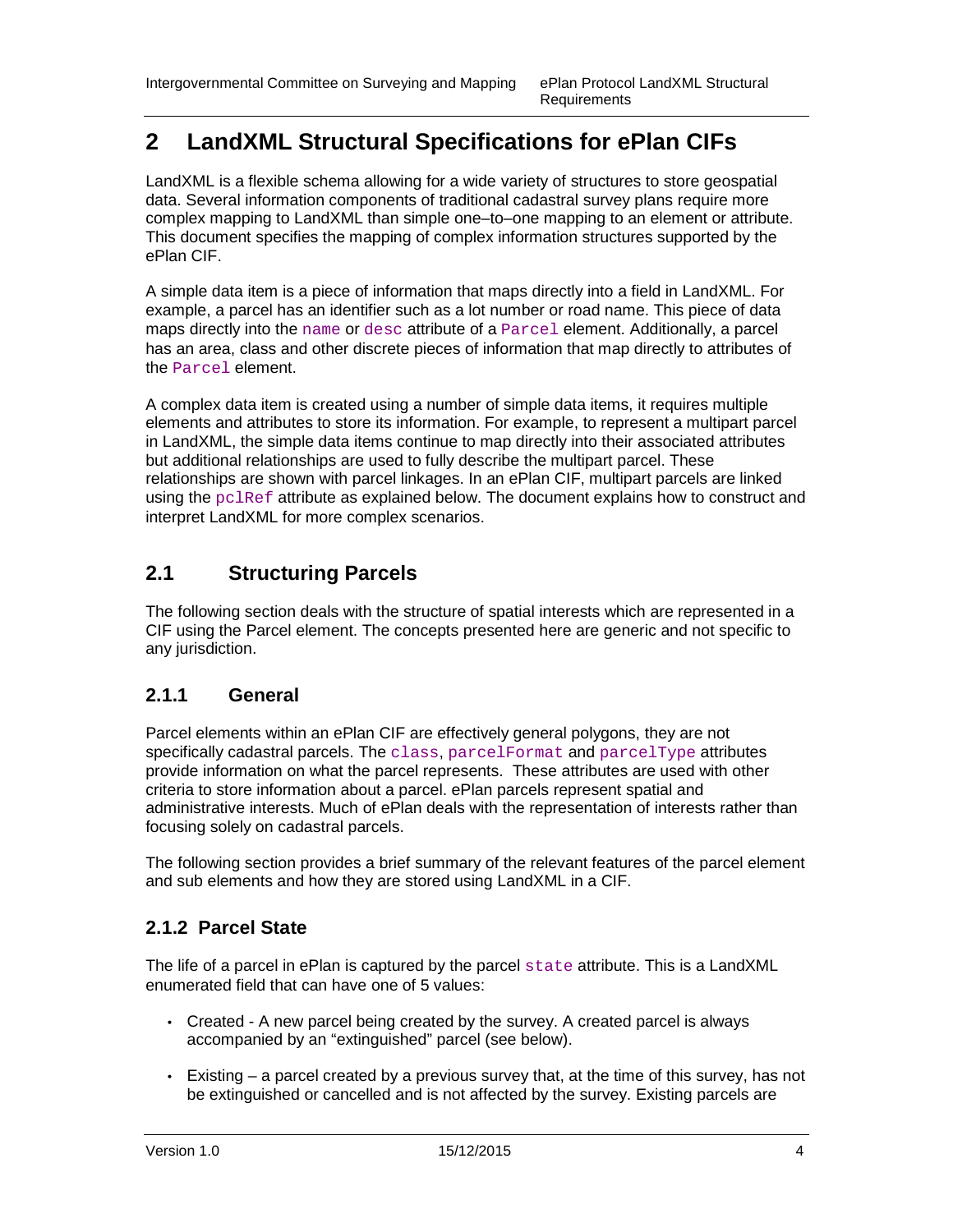# 2 LandXML Structural Specifications for ePlan CIFs

LandXML is a flexible schema allowing for a wide variety of structures to store geospatial data. Several information components of traditional cadastral survey plans require more complex mapping to LandXML than simple one–to–one mapping to an element or attribute. This document specifies the mapping of complex information structures supported by the ePlan CIF.

A simple data item is a piece of information that maps directly into a field in LandXML. For example, a parcel has an identifier such as a lot number or road name. This piece of data maps directly into the `name` or `desc` attribute of a `Parcel` element. Additionally, a parcel has an area, class and other discrete pieces of information that map directly to attributes of the `Parcel` element.

A complex data item is created using a number of simple data items, it requires multiple elements and attributes to store its information. For example, to represent a multipart parcel in LandXML, the simple data items continue to map directly into their associated attributes but additional relationships are used to fully describe the multipart parcel. These relationships are shown with parcel linkages. In an ePlan CIF, multipart parcels are linked using the `pclRef` attribute as explained below. The document explains how to construct and interpret LandXML for more complex scenarios.

## 2.1 Structuring Parcels

The following section deals with the structure of spatial interests which are represented in a CIF using the Parcel element. The concepts presented here are generic and not specific to any jurisdiction.

### 2.1.1 General

Parcel elements within an ePlan CIF are effectively general polygons, they are not specifically cadastral parcels. The `class`, `parcelFormat` and `parcelType` attributes provide information on what the parcel represents. These attributes are used with other criteria to store information about a parcel. ePlan parcels represent spatial and administrative interests. Much of ePlan deals with the representation of interests rather than focusing solely on cadastral parcels.

The following section provides a brief summary of the relevant features of the parcel element and sub elements and how they are stored using LandXML in a CIF.

### 2.1.2 Parcel State

The life of a parcel in ePlan is captured by the parcel `state` attribute. This is a LandXML enumerated field that can have one of 5 values:

- Created - A new parcel being created by the survey. A created parcel is always accompanied by an "extinguished" parcel (see below).
- Existing – a parcel created by a previous survey that, at the time of this survey, has not be extinguished or cancelled and is not affected by the survey. Existing parcels are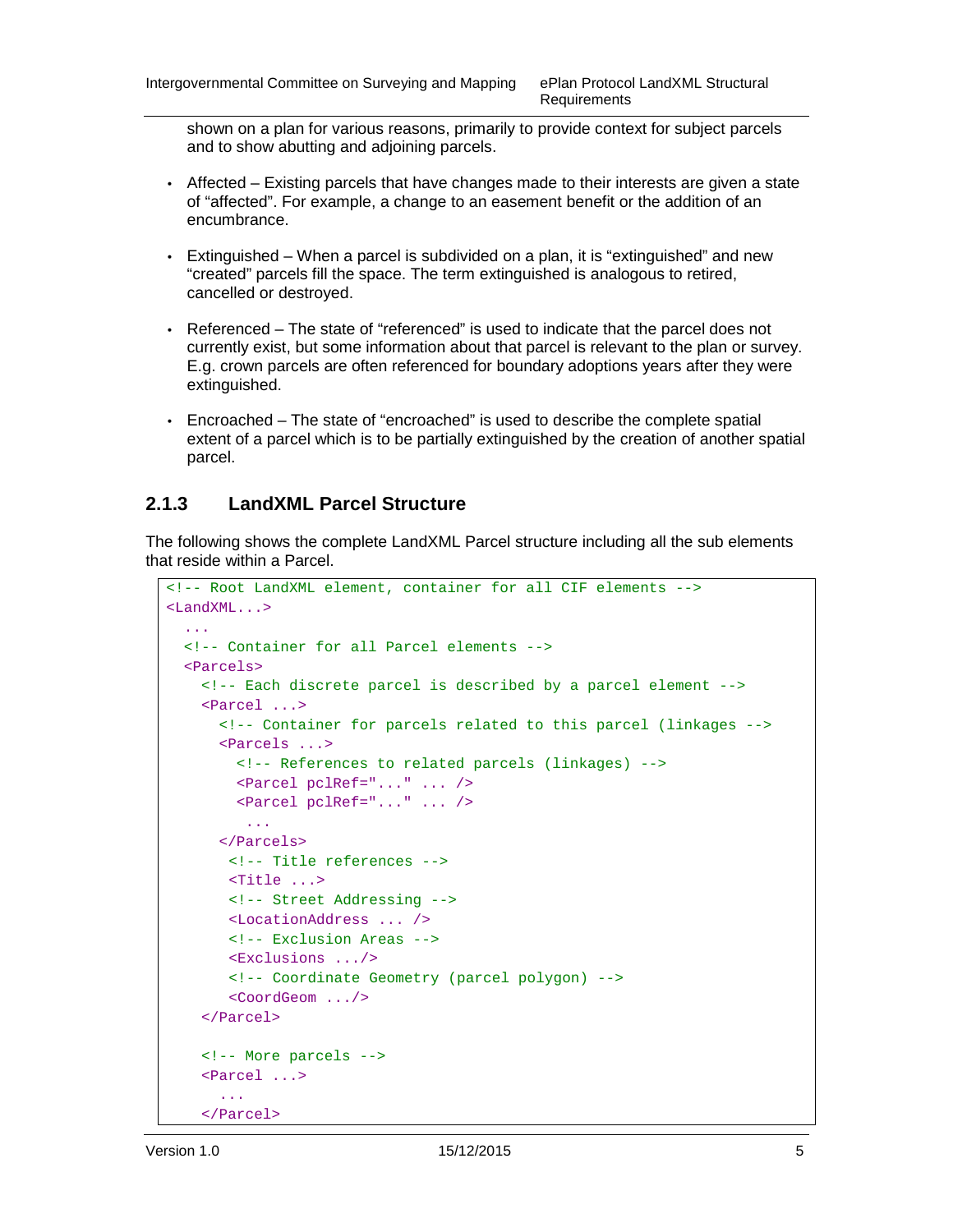shown on a plan for various reasons, primarily to provide context for subject parcels and to show abutting and adjoining parcels.

- Affected – Existing parcels that have changes made to their interests are given a state of "affected". For example, a change to an easement benefit or the addition of an encumbrance.
- Extinguished – When a parcel is subdivided on a plan, it is "extinguished" and new "created" parcels fill the space. The term extinguished is analogous to retired, cancelled or destroyed.
- Referenced – The state of "referenced" is used to indicate that the parcel does not currently exist, but some information about that parcel is relevant to the plan or survey. E.g. crown parcels are often referenced for boundary adoptions years after they were extinguished.
- Encroached – The state of "encroached" is used to describe the complete spatial extent of a parcel which is to be partially extinguished by the creation of another spatial parcel.

### 2.1.3 LandXML Parcel Structure

The following shows the complete LandXML Parcel structure including all the sub elements that reside within a Parcel.

```
<!-- Root LandXML element, container for all CIF elements -->
<LandXML...>
  ...
  <!-- Container for all Parcel elements -->
  <Parcels>
    <!-- Each discrete parcel is described by a parcel element -->
    <Parcel ...>
      <!-- Container for parcels related to this parcel (linkages -->
      <Parcels ...>
        <!-- References to related parcels (linkages) -->
        <Parcel pclRef="..." ... />
        <Parcel pclRef="..." ... />
         ...
      </Parcels>
       <!-- Title references -->
       <Title ...>
       <!-- Street Addressing -->
       <LocationAddress ... />
       <!-- Exclusion Areas -->
       <Exclusions .../>
       <!-- Coordinate Geometry (parcel polygon) -->
       <CoordGeom .../>
    </Parcel>

    <!-- More parcels -->
    <Parcel ...>
      ...
    </Parcel>
```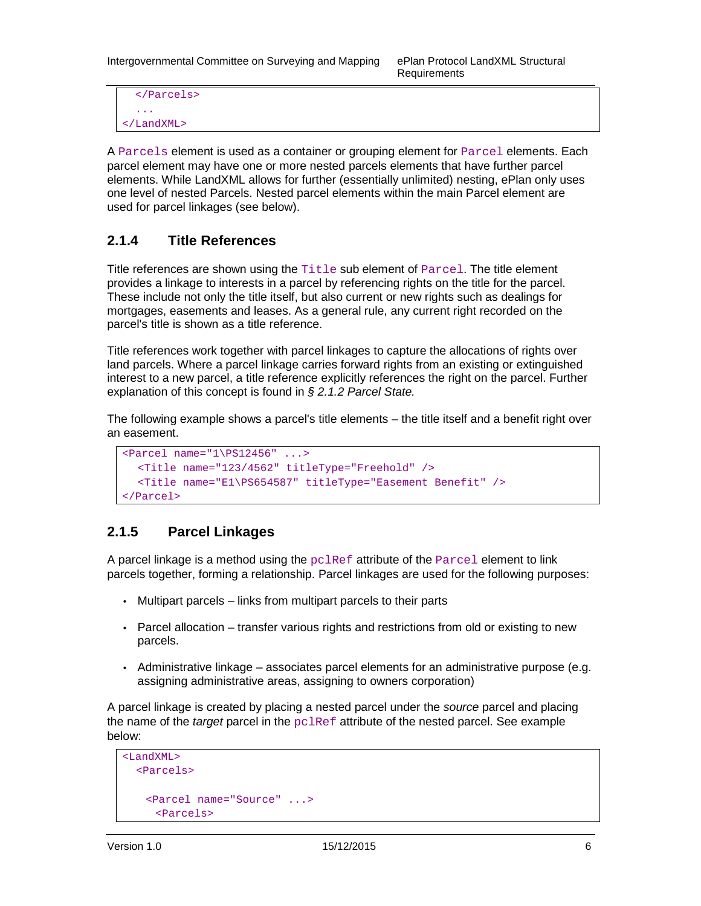```
  </Parcels>
  ...
</LandXML>
```

A `Parcels` element is used as a container or grouping element for `Parcel` elements. Each parcel element may have one or more nested parcels elements that have further parcel elements. While LandXML allows for further (essentially unlimited) nesting, ePlan only uses one level of nested Parcels. Nested parcel elements within the main Parcel element are used for parcel linkages (see below).

### 2.1.4 Title References

Title references are shown using the `Title` sub element of `Parcel`. The title element provides a linkage to interests in a parcel by referencing rights on the title for the parcel. These include not only the title itself, but also current or new rights such as dealings for mortgages, easements and leases. As a general rule, any current right recorded on the parcel's title is shown as a title reference.

Title references work together with parcel linkages to capture the allocations of rights over land parcels. Where a parcel linkage carries forward rights from an existing or extinguished interest to a new parcel, a title reference explicitly references the right on the parcel. Further explanation of this concept is found in *§ 2.1.2 Parcel State.*

The following example shows a parcel's title elements – the title itself and a benefit right over an easement.

```
<Parcel name="1\PS12456" ...>
  <Title name="123/4562" titleType="Freehold" />
  <Title name="E1\PS654587" titleType="Easement Benefit" />
</Parcel>
```

### 2.1.5 Parcel Linkages

A parcel linkage is a method using the `pclRef` attribute of the `Parcel` element to link parcels together, forming a relationship. Parcel linkages are used for the following purposes:

- Multipart parcels – links from multipart parcels to their parts
- Parcel allocation – transfer various rights and restrictions from old or existing to new parcels.
- Administrative linkage – associates parcel elements for an administrative purpose (e.g. assigning administrative areas, assigning to owners corporation)

A parcel linkage is created by placing a nested parcel under the *source* parcel and placing the name of the *target* parcel in the `pclRef` attribute of the nested parcel. See example below:

```
<LandXML>
  <Parcels>

   <Parcel name="Source" ...>
    <Parcels>
```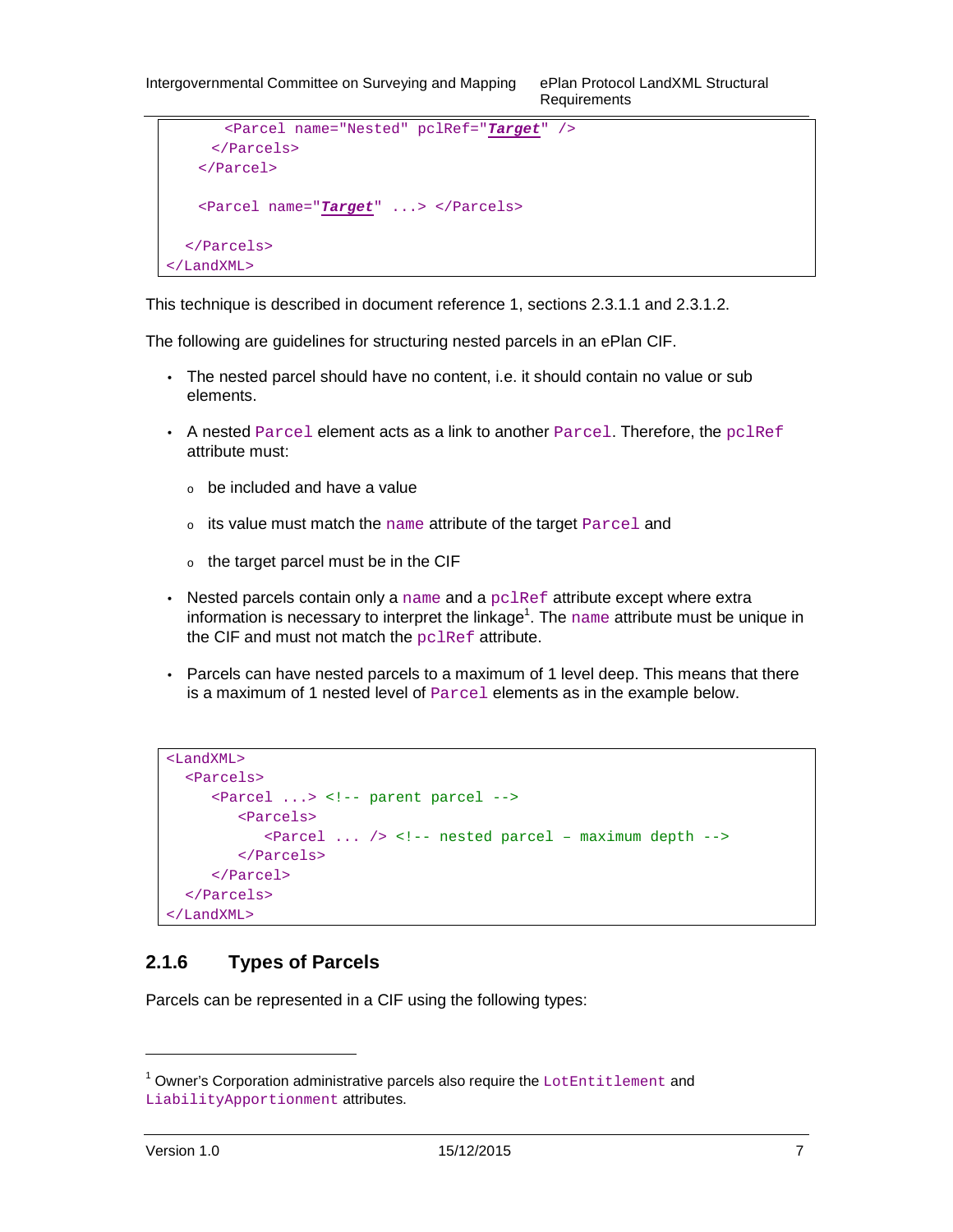```
      <Parcel name="Nested" pclRef="Target" />
    </Parcels>
  </Parcel>

  <Parcel name="Target" ...> </Parcels>

 </Parcels>
</LandXML>
```

This technique is described in document reference 1, sections 2.3.1.1 and 2.3.1.2.

The following are guidelines for structuring nested parcels in an ePlan CIF.

- The nested parcel should have no content, i.e. it should contain no value or sub elements.
- A nested `Parcel` element acts as a link to another `Parcel`. Therefore, the `pclRef` attribute must:
  - be included and have a value
  - its value must match the `name` attribute of the target `Parcel` and
  - the target parcel must be in the CIF
- Nested parcels contain only a `name` and a `pclRef` attribute except where extra information is necessary to interpret the linkage[1]. The `name` attribute must be unique in the CIF and must not match the `pclRef` attribute.
- Parcels can have nested parcels to a maximum of 1 level deep. This means that there is a maximum of 1 nested level of `Parcel` elements as in the example below.

```
<LandXML>
  <Parcels>
     <Parcel ...> <!-- parent parcel -->
        <Parcels>
           <Parcel ... /> <!-- nested parcel – maximum depth -->
        </Parcels>
     </Parcel>
  </Parcels>
</LandXML>
```

### 2.1.6 Types of Parcels

Parcels can be represented in a CIF using the following types:

---

[1] Owner's Corporation administrative parcels also require the `LotEntitlement` and `LiabilityApportionment` attributes.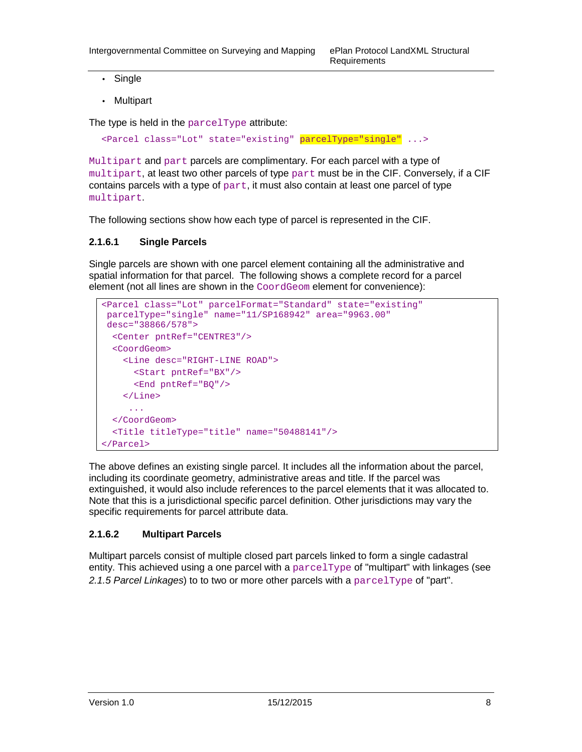- Single
- Multipart

The type is held in the `parcelType` attribute:

```
<Parcel class="Lot" state="existing" parcelType="single" ...>
```

`Multipart` and `part` parcels are complimentary. For each parcel with a type of `multipart`, at least two other parcels of type `part` must be in the CIF. Conversely, if a CIF contains parcels with a type of `part`, it must also contain at least one parcel of type `multipart`.

The following sections show how each type of parcel is represented in the CIF.

#### 2.1.6.1 Single Parcels

Single parcels are shown with one parcel element containing all the administrative and spatial information for that parcel. The following shows a complete record for a parcel element (not all lines are shown in the `CoordGeom` element for convenience):

```
<Parcel class="Lot" parcelFormat="Standard" state="existing"
 parcelType="single" name="11/SP168942" area="9963.00"
 desc="38866/578">
  <Center pntRef="CENTRE3"/>
  <CoordGeom>
    <Line desc="RIGHT-LINE ROAD">
      <Start pntRef="BX"/>
      <End pntRef="BQ"/>
    </Line>
     ...
  </CoordGeom>
  <Title titleType="title" name="50488141"/>
</Parcel>
```

The above defines an existing single parcel. It includes all the information about the parcel, including its coordinate geometry, administrative areas and title. If the parcel was extinguished, it would also include references to the parcel elements that it was allocated to. Note that this is a jurisdictional specific parcel definition. Other jurisdictions may vary the specific requirements for parcel attribute data.

#### 2.1.6.2 Multipart Parcels

Multipart parcels consist of multiple closed part parcels linked to form a single cadastral entity. This achieved using a one parcel with a `parcelType` of "multipart" with linkages (see *2.1.5 Parcel Linkages*) to to two or more other parcels with a `parcelType` of "part".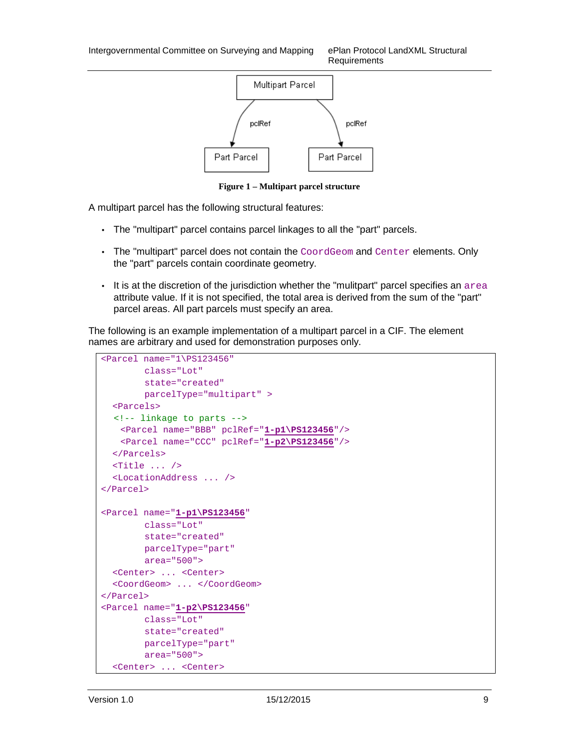Figure 1 – Multipart parcel structure

A multipart parcel has the following structural features:

- The "multipart" parcel contains parcel linkages to all the "part" parcels.
- The "multipart" parcel does not contain the `CoordGeom` and `Center` elements. Only the "part" parcels contain coordinate geometry.
- It is at the discretion of the jurisdiction whether the "mulitpart" parcel specifies an `area` attribute value. If it is not specified, the total area is derived from the sum of the "part" parcel areas. All part parcels must specify an area.

The following is an example implementation of a multipart parcel in a CIF. The element names are arbitrary and used for demonstration purposes only.

```
<Parcel name="1\PS123456"
        class="Lot"
        state="created"
        parcelType="multipart" >
  <Parcels>
  <!-- linkage to parts -->
    <Parcel name="BBB" pclRef="1-p1\PS123456"/>
    <Parcel name="CCC" pclRef="1-p2\PS123456"/>
  </Parcels>
  <Title ... />
  <LocationAddress ... />
</Parcel>

<Parcel name="1-p1\PS123456"
        class="Lot"
        state="created"
        parcelType="part"
        area="500">
  <Center> ... <Center>
  <CoordGeom> ... </CoordGeom>
</Parcel>
<Parcel name="1-p2\PS123456"
        class="Lot"
        state="created"
        parcelType="part"
        area="500">
  <Center> ... <Center>
```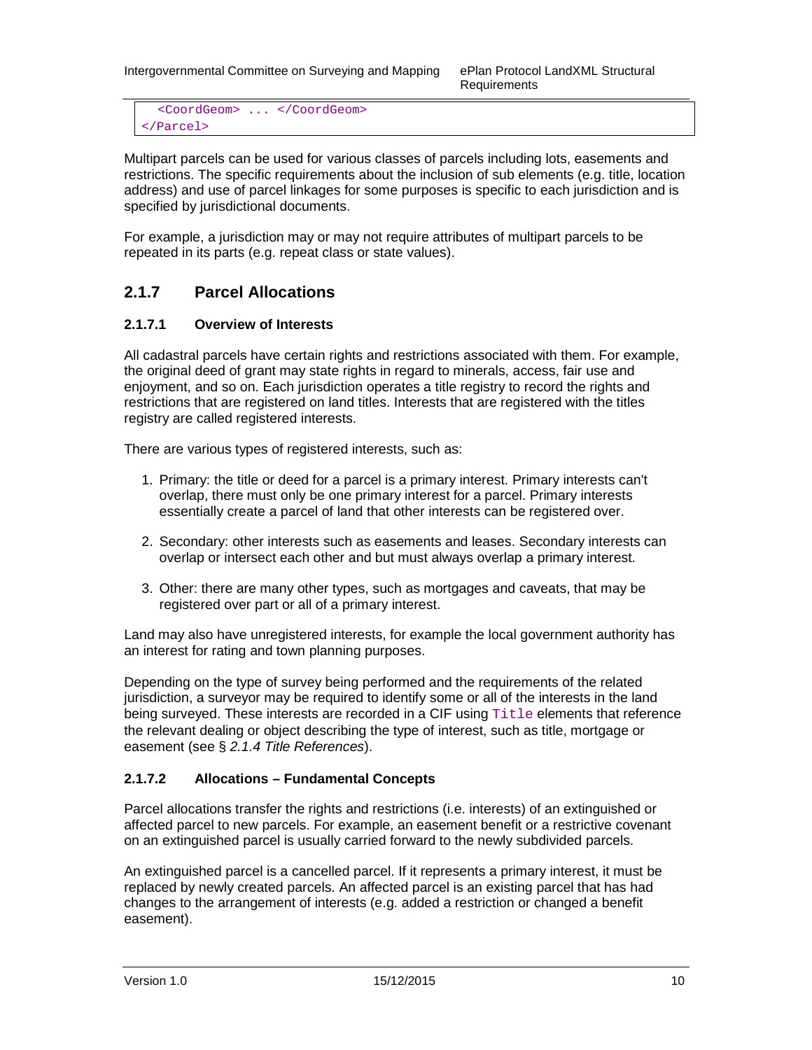```
  <CoordGeom> ... </CoordGeom>
</Parcel>
```

Multipart parcels can be used for various classes of parcels including lots, easements and restrictions. The specific requirements about the inclusion of sub elements (e.g. title, location address) and use of parcel linkages for some purposes is specific to each jurisdiction and is specified by jurisdictional documents.

For example, a jurisdiction may or may not require attributes of multipart parcels to be repeated in its parts (e.g. repeat class or state values).

## 2.1.7 Parcel Allocations

### 2.1.7.1 Overview of Interests

All cadastral parcels have certain rights and restrictions associated with them. For example, the original deed of grant may state rights in regard to minerals, access, fair use and enjoyment, and so on. Each jurisdiction operates a title registry to record the rights and restrictions that are registered on land titles. Interests that are registered with the titles registry are called registered interests.

There are various types of registered interests, such as:

1. Primary: the title or deed for a parcel is a primary interest. Primary interests can't overlap, there must only be one primary interest for a parcel. Primary interests essentially create a parcel of land that other interests can be registered over.

2. Secondary: other interests such as easements and leases. Secondary interests can overlap or intersect each other and but must always overlap a primary interest.

3. Other: there are many other types, such as mortgages and caveats, that may be registered over part or all of a primary interest.

Land may also have unregistered interests, for example the local government authority has an interest for rating and town planning purposes.

Depending on the type of survey being performed and the requirements of the related jurisdiction, a surveyor may be required to identify some or all of the interests in the land being surveyed. These interests are recorded in a CIF using `Title` elements that reference the relevant dealing or object describing the type of interest, such as title, mortgage or easement (see § *2.1.4 Title References*).

### 2.1.7.2 Allocations – Fundamental Concepts

Parcel allocations transfer the rights and restrictions (i.e. interests) of an extinguished or affected parcel to new parcels. For example, an easement benefit or a restrictive covenant on an extinguished parcel is usually carried forward to the newly subdivided parcels.

An extinguished parcel is a cancelled parcel. If it represents a primary interest, it must be replaced by newly created parcels. An affected parcel is an existing parcel that has had changes to the arrangement of interests (e.g. added a restriction or changed a benefit easement).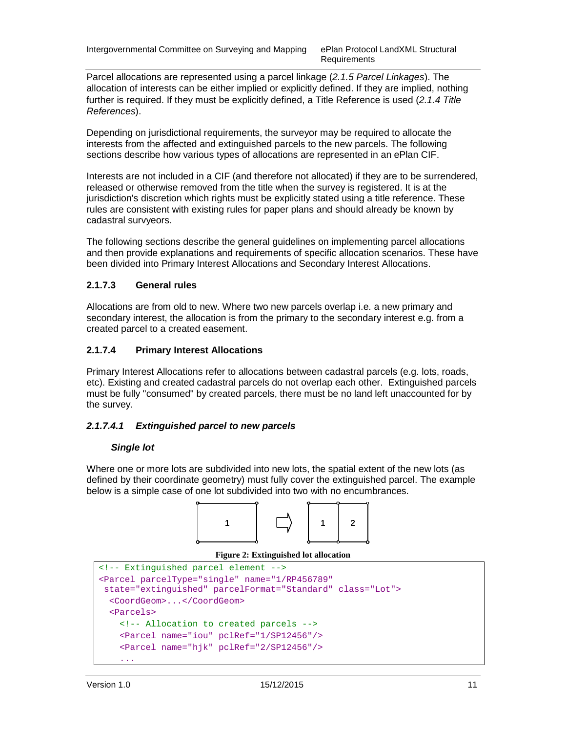Parcel allocations are represented using a parcel linkage (*2.1.5 Parcel Linkages*). The allocation of interests can be either implied or explicitly defined. If they are implied, nothing further is required. If they must be explicitly defined, a Title Reference is used (*2.1.4 Title References*).

Depending on jurisdictional requirements, the surveyor may be required to allocate the interests from the affected and extinguished parcels to the new parcels. The following sections describe how various types of allocations are represented in an ePlan CIF.

Interests are not included in a CIF (and therefore not allocated) if they are to be surrendered, released or otherwise removed from the title when the survey is registered. It is at the jurisdiction's discretion which rights must be explicitly stated using a title reference. These rules are consistent with existing rules for paper plans and should already be known by cadastral survyeors.

The following sections describe the general guidelines on implementing parcel allocations and then provide explanations and requirements of specific allocation scenarios. These have been divided into Primary Interest Allocations and Secondary Interest Allocations.

#### 2.1.7.3 General rules

Allocations are from old to new. Where two new parcels overlap i.e. a new primary and secondary interest, the allocation is from the primary to the secondary interest e.g. from a created parcel to a created easement.

#### 2.1.7.4 Primary Interest Allocations

Primary Interest Allocations refer to allocations between cadastral parcels (e.g. lots, roads, etc). Existing and created cadastral parcels do not overlap each other. Extinguished parcels must be fully "consumed" by created parcels, there must be no land left unaccounted for by the survey.

##### *2.1.7.4.1 Extinguished parcel to new parcels*

***Single lot***

Where one or more lots are subdivided into new lots, the spatial extent of the new lots (as defined by their coordinate geometry) must fully cover the extinguished parcel. The example below is a simple case of one lot subdivided into two with no encumbrances.

**Figure 2: Extinguished lot allocation**

```
<!-- Extinguished parcel element -->
<Parcel parcelType="single" name="1/RP456789"
 state="extinguished" parcelFormat="Standard" class="Lot">
  <CoordGeom>...</CoordGeom>
  <Parcels>
    <!-- Allocation to created parcels -->
    <Parcel name="iou" pclRef="1/SP12456"/>
    <Parcel name="hjk" pclRef="2/SP12456"/>
    ...
```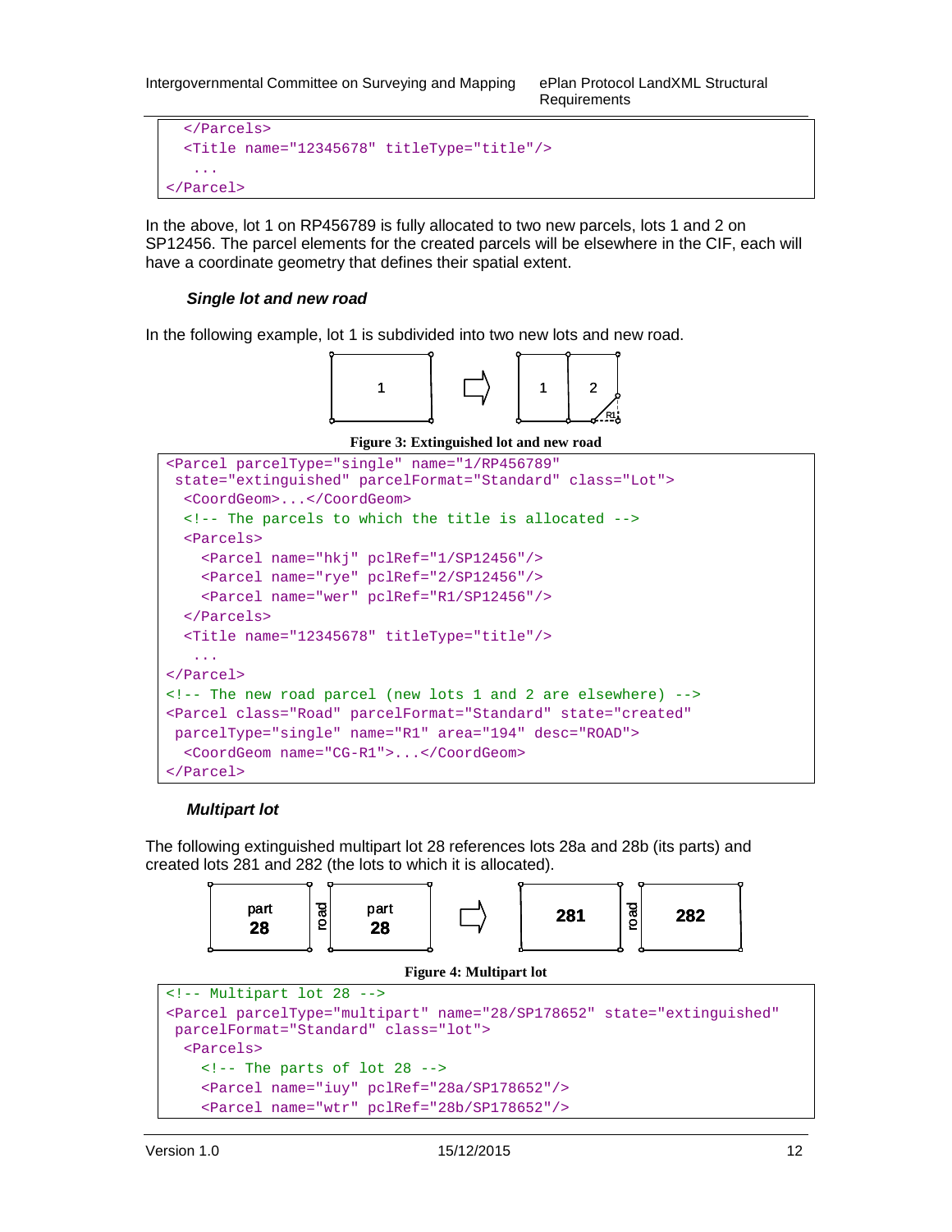```
  </Parcels>
  <Title name="12345678" titleType="title"/>
   ...
</Parcel>
```

In the above, lot 1 on RP456789 is fully allocated to two new parcels, lots 1 and 2 on SP12456. The parcel elements for the created parcels will be elsewhere in the CIF, each will have a coordinate geometry that defines their spatial extent.

### *Single lot and new road*

In the following example, lot 1 is subdivided into two new lots and new road.

**Figure 3: Extinguished lot and new road**

```
<Parcel parcelType="single" name="1/RP456789"
 state="extinguished" parcelFormat="Standard" class="Lot">
  <CoordGeom>...</CoordGeom>
  <!-- The parcels to which the title is allocated -->
  <Parcels>
    <Parcel name="hkj" pclRef="1/SP12456"/>
    <Parcel name="rye" pclRef="2/SP12456"/>
    <Parcel name="wer" pclRef="R1/SP12456"/>
  </Parcels>
  <Title name="12345678" titleType="title"/>
   ...
</Parcel>
<!-- The new road parcel (new lots 1 and 2 are elsewhere) -->
<Parcel class="Road" parcelFormat="Standard" state="created"
 parcelType="single" name="R1" area="194" desc="ROAD">
  <CoordGeom name="CG-R1">...</CoordGeom>
</Parcel>
```

### *Multipart lot*

The following extinguished multipart lot 28 references lots 28a and 28b (its parts) and created lots 281 and 282 (the lots to which it is allocated).

**Figure 4: Multipart lot**

```
<!-- Multipart lot 28 -->
<Parcel parcelType="multipart" name="28/SP178652" state="extinguished"
 parcelFormat="Standard" class="lot">
  <Parcels>
    <!-- The parts of lot 28 -->
    <Parcel name="iuy" pclRef="28a/SP178652"/>
    <Parcel name="wtr" pclRef="28b/SP178652"/>
```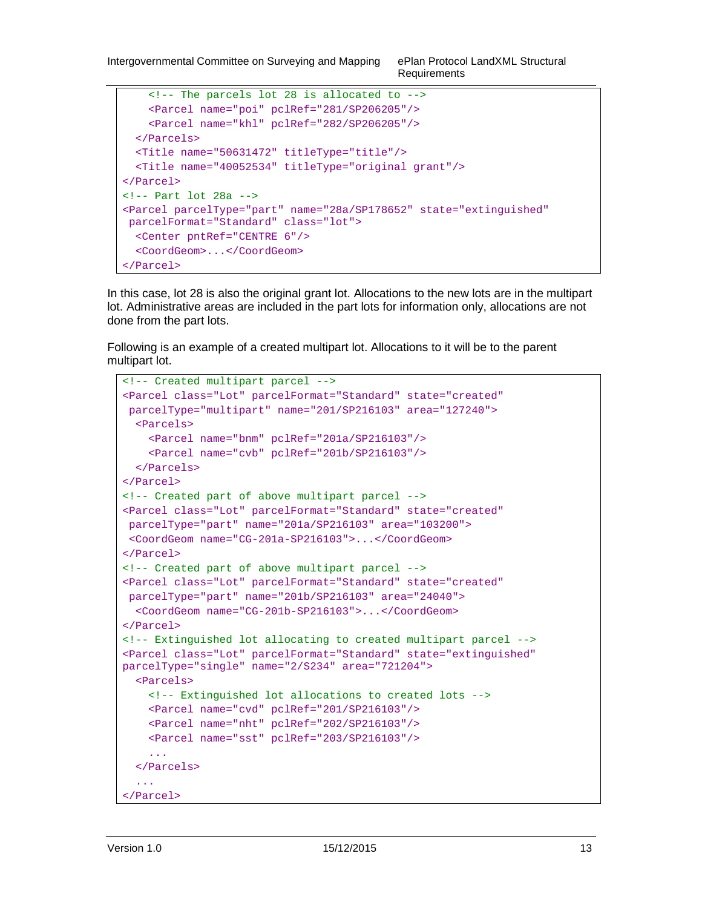```
    <!-- The parcels lot 28 is allocated to -->
    <Parcel name="poi" pclRef="281/SP206205"/>
    <Parcel name="khl" pclRef="282/SP206205"/>
  </Parcels>
  <Title name="50631472" titleType="title"/>
  <Title name="40052534" titleType="original grant"/>
</Parcel>
<!-- Part lot 28a -->
<Parcel parcelType="part" name="28a/SP178652" state="extinguished"
 parcelFormat="Standard" class="lot">
  <Center pntRef="CENTRE 6"/>
  <CoordGeom>...</CoordGeom>
</Parcel>
```

In this case, lot 28 is also the original grant lot. Allocations to the new lots are in the multipart lot. Administrative areas are included in the part lots for information only, allocations are not done from the part lots.

Following is an example of a created multipart lot. Allocations to it will be to the parent multipart lot.

```
<!-- Created multipart parcel -->
<Parcel class="Lot" parcelFormat="Standard" state="created"
 parcelType="multipart" name="201/SP216103" area="127240">
  <Parcels>
    <Parcel name="bnm" pclRef="201a/SP216103"/>
    <Parcel name="cvb" pclRef="201b/SP216103"/>
  </Parcels>
</Parcel>
<!-- Created part of above multipart parcel -->
<Parcel class="Lot" parcelFormat="Standard" state="created"
 parcelType="part" name="201a/SP216103" area="103200">
 <CoordGeom name="CG-201a-SP216103">...</CoordGeom>
</Parcel>
<!-- Created part of above multipart parcel -->
<Parcel class="Lot" parcelFormat="Standard" state="created"
 parcelType="part" name="201b/SP216103" area="24040">
  <CoordGeom name="CG-201b-SP216103">...</CoordGeom>
</Parcel>
<!-- Extinguished lot allocating to created multipart parcel -->
<Parcel class="Lot" parcelFormat="Standard" state="extinguished"
parcelType="single" name="2/S234" area="721204">
  <Parcels>
    <!-- Extinguished lot allocations to created lots -->
    <Parcel name="cvd" pclRef="201/SP216103"/>
    <Parcel name="nht" pclRef="202/SP216103"/>
    <Parcel name="sst" pclRef="203/SP216103"/>
    ...
  </Parcels>
  ...
</Parcel>
```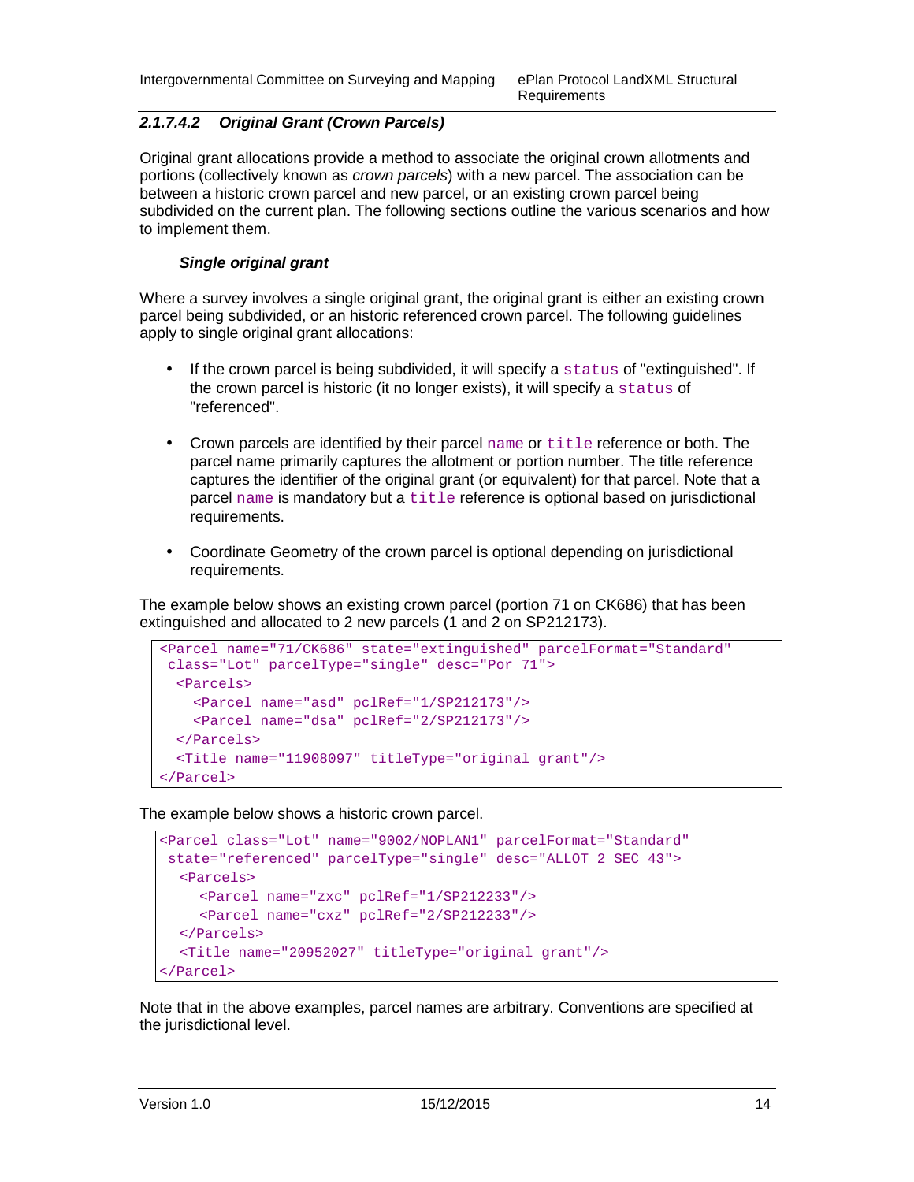#### 2.1.7.4.2 Original Grant (Crown Parcels)

Original grant allocations provide a method to associate the original crown allotments and portions (collectively known as *crown parcels*) with a new parcel. The association can be between a historic crown parcel and new parcel, or an existing crown parcel being subdivided on the current plan. The following sections outline the various scenarios and how to implement them.

***Single original grant***

Where a survey involves a single original grant, the original grant is either an existing crown parcel being subdivided, or an historic referenced crown parcel. The following guidelines apply to single original grant allocations:

- If the crown parcel is being subdivided, it will specify a `status` of "extinguished". If the crown parcel is historic (it no longer exists), it will specify a `status` of "referenced".
- Crown parcels are identified by their parcel `name` or `title` reference or both. The parcel name primarily captures the allotment or portion number. The title reference captures the identifier of the original grant (or equivalent) for that parcel. Note that a parcel `name` is mandatory but a `title` reference is optional based on jurisdictional requirements.
- Coordinate Geometry of the crown parcel is optional depending on jurisdictional requirements.

The example below shows an existing crown parcel (portion 71 on CK686) that has been extinguished and allocated to 2 new parcels (1 and 2 on SP212173).

```
<Parcel name="71/CK686" state="extinguished" parcelFormat="Standard"
 class="Lot" parcelType="single" desc="Por 71">
  <Parcels>
    <Parcel name="asd" pclRef="1/SP212173"/>
    <Parcel name="dsa" pclRef="2/SP212173"/>
  </Parcels>
  <Title name="11908097" titleType="original grant"/>
</Parcel>
```

The example below shows a historic crown parcel.

```
<Parcel class="Lot" name="9002/NOPLAN1" parcelFormat="Standard"
 state="referenced" parcelType="single" desc="ALLOT 2 SEC 43">
  <Parcels>
    <Parcel name="zxc" pclRef="1/SP212233"/>
    <Parcel name="cxz" pclRef="2/SP212233"/>
  </Parcels>
  <Title name="20952027" titleType="original grant"/>
</Parcel>
```

Note that in the above examples, parcel names are arbitrary. Conventions are specified at the jurisdictional level.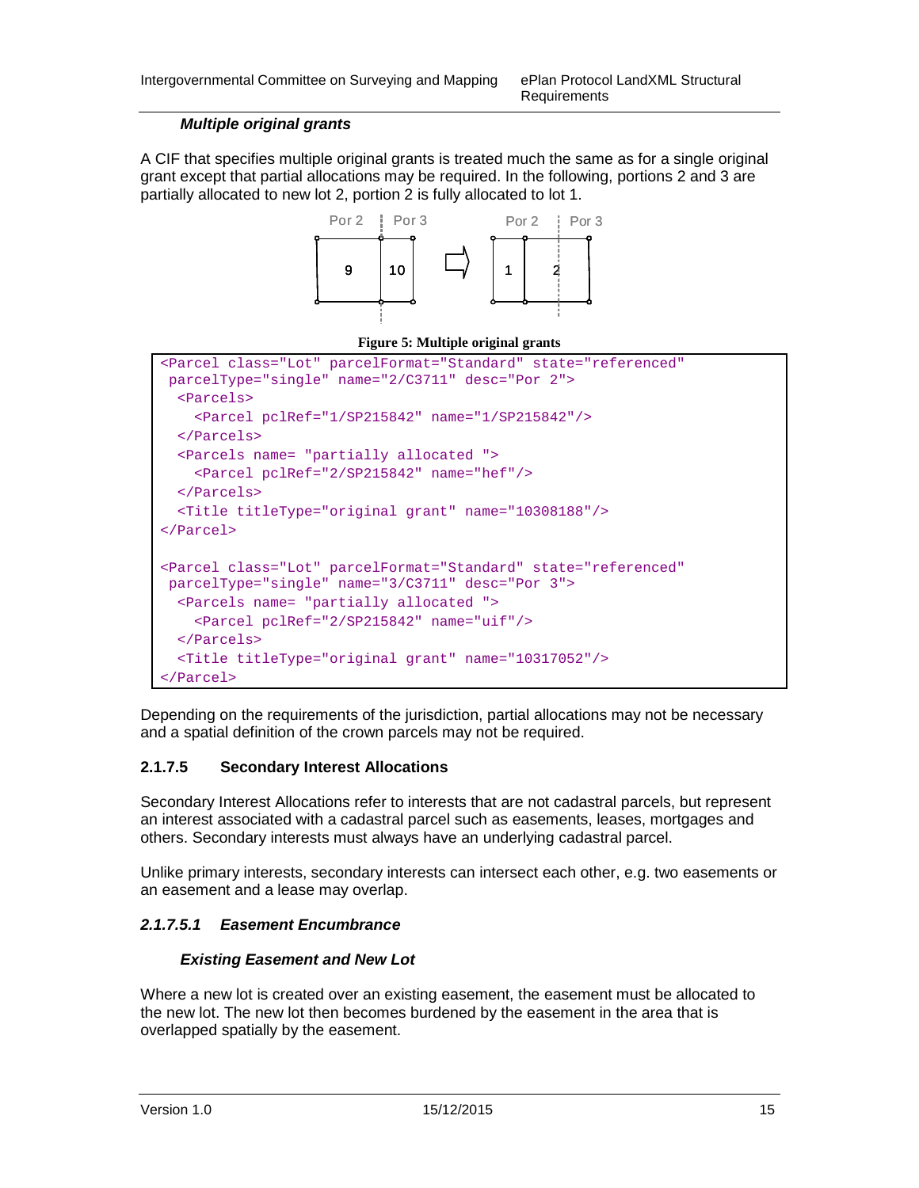***Multiple original grants***

A CIF that specifies multiple original grants is treated much the same as for a single original grant except that partial allocations may be required. In the following, portions 2 and 3 are partially allocated to new lot 2, portion 2 is fully allocated to lot 1.

**Figure 5: Multiple original grants**

```
<Parcel class="Lot" parcelFormat="Standard" state="referenced"
 parcelType="single" name="2/C3711" desc="Por 2">
  <Parcels>
    <Parcel pclRef="1/SP215842" name="1/SP215842"/>
  </Parcels>
  <Parcels name= "partially allocated ">
    <Parcel pclRef="2/SP215842" name="hef"/>
  </Parcels>
  <Title titleType="original grant" name="10308188"/>
</Parcel>

<Parcel class="Lot" parcelFormat="Standard" state="referenced"
 parcelType="single" name="3/C3711" desc="Por 3">
  <Parcels name= "partially allocated ">
    <Parcel pclRef="2/SP215842" name="uif"/>
  </Parcels>
  <Title titleType="original grant" name="10317052"/>
</Parcel>
```

Depending on the requirements of the jurisdiction, partial allocations may not be necessary and a spatial definition of the crown parcels may not be required.

### 2.1.7.5 Secondary Interest Allocations

Secondary Interest Allocations refer to interests that are not cadastral parcels, but represent an interest associated with a cadastral parcel such as easements, leases, mortgages and others. Secondary interests must always have an underlying cadastral parcel.

Unlike primary interests, secondary interests can intersect each other, e.g. two easements or an easement and a lease may overlap.

#### *2.1.7.5.1 Easement Encumbrance*

***Existing Easement and New Lot***

Where a new lot is created over an existing easement, the easement must be allocated to the new lot. The new lot then becomes burdened by the easement in the area that is overlapped spatially by the easement.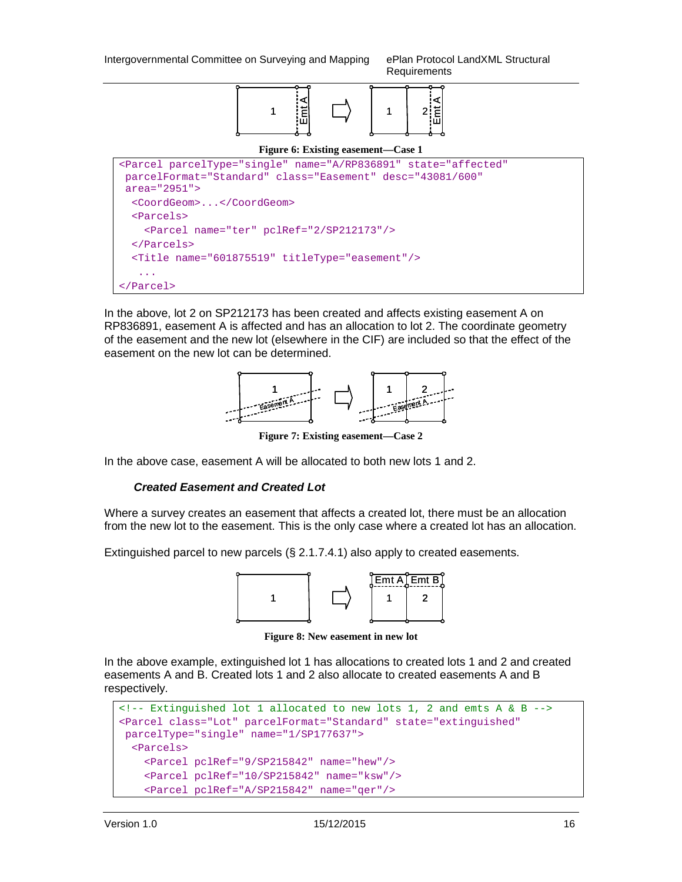Figure 6: Existing easement—Case 1

```
<Parcel parcelType="single" name="A/RP836891" state="affected"
 parcelFormat="Standard" class="Easement" desc="43081/600"
 area="2951">
  <CoordGeom>...</CoordGeom>
  <Parcels>
    <Parcel name="ter" pclRef="2/SP212173"/>
  </Parcels>
  <Title name="601875519" titleType="easement"/>
   ...
</Parcel>
```

In the above, lot 2 on SP212173 has been created and affects existing easement A on RP836891, easement A is affected and has an allocation to lot 2. The coordinate geometry of the easement and the new lot (elsewhere in the CIF) are included so that the effect of the easement on the new lot can be determined.

Figure 7: Existing easement—Case 2

In the above case, easement A will be allocated to both new lots 1 and 2.

#### *Created Easement and Created Lot*

Where a survey creates an easement that affects a created lot, there must be an allocation from the new lot to the easement. This is the only case where a created lot has an allocation.

Extinguished parcel to new parcels (§ 2.1.7.4.1) also apply to created easements.

Figure 8: New easement in new lot

In the above example, extinguished lot 1 has allocations to created lots 1 and 2 and created easements A and B. Created lots 1 and 2 also allocate to created easements A and B respectively.

```
<!-- Extinguished lot 1 allocated to new lots 1, 2 and emts A & B -->
<Parcel class="Lot" parcelFormat="Standard" state="extinguished"
 parcelType="single" name="1/SP177637">
  <Parcels>
    <Parcel pclRef="9/SP215842" name="hew"/>
    <Parcel pclRef="10/SP215842" name="ksw"/>
    <Parcel pclRef="A/SP215842" name="qer"/>
```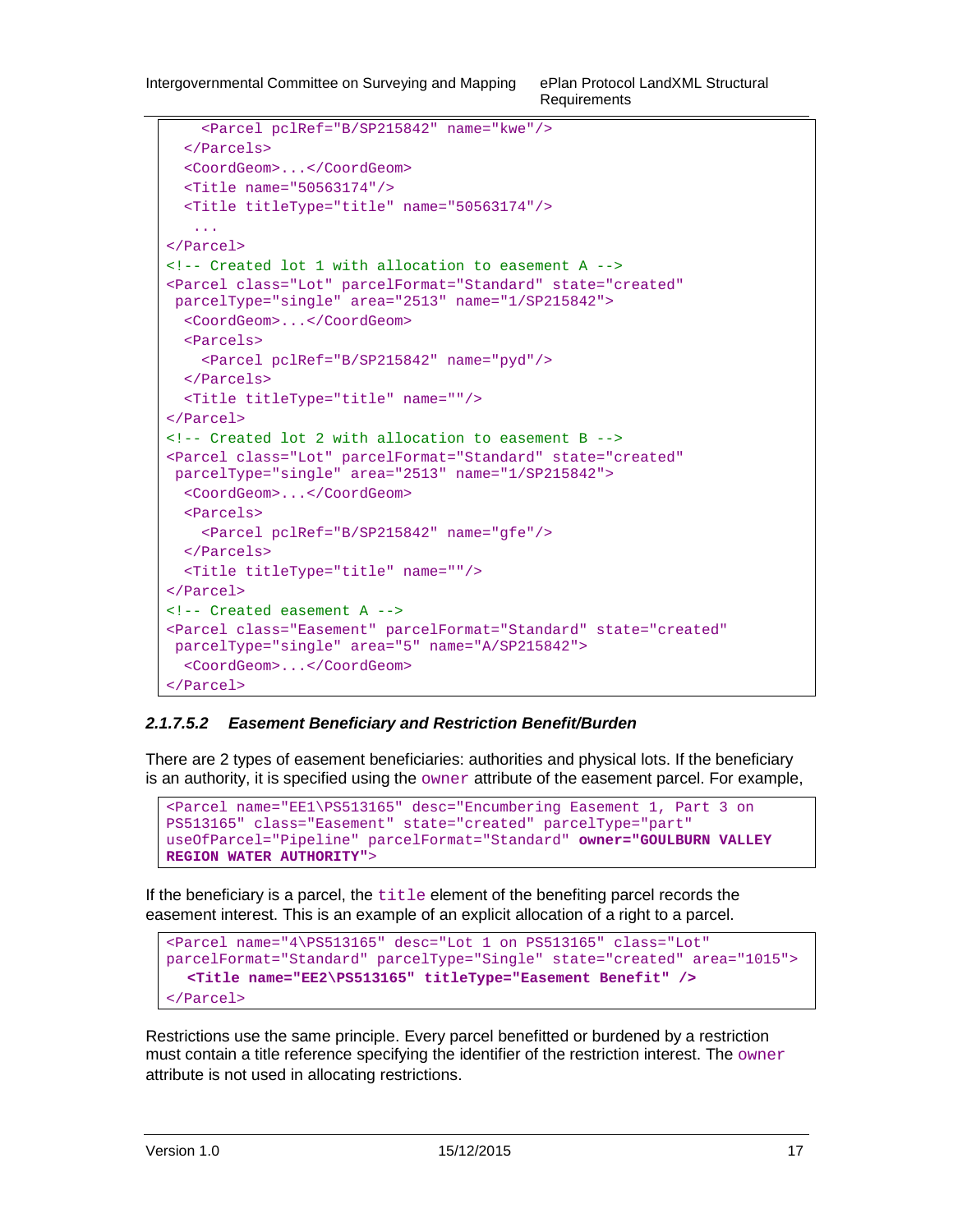```
    <Parcel pclRef="B/SP215842" name="kwe"/>
  </Parcels>
  <CoordGeom>...</CoordGeom>
  <Title name="50563174"/>
  <Title titleType="title" name="50563174"/>
   ...
</Parcel>
<!-- Created lot 1 with allocation to easement A -->
<Parcel class="Lot" parcelFormat="Standard" state="created"
 parcelType="single" area="2513" name="1/SP215842">
  <CoordGeom>...</CoordGeom>
  <Parcels>
    <Parcel pclRef="B/SP215842" name="pyd"/>
  </Parcels>
  <Title titleType="title" name=""/>
</Parcel>
<!-- Created lot 2 with allocation to easement B -->
<Parcel class="Lot" parcelFormat="Standard" state="created"
 parcelType="single" area="2513" name="1/SP215842">
  <CoordGeom>...</CoordGeom>
  <Parcels>
    <Parcel pclRef="B/SP215842" name="gfe"/>
  </Parcels>
  <Title titleType="title" name=""/>
</Parcel>
<!-- Created easement A -->
<Parcel class="Easement" parcelFormat="Standard" state="created"
 parcelType="single" area="5" name="A/SP215842">
  <CoordGeom>...</CoordGeom>
</Parcel>
```

#### *2.1.7.5.2 Easement Beneficiary and Restriction Benefit/Burden*

There are 2 types of easement beneficiaries: authorities and physical lots. If the beneficiary is an authority, it is specified using the `owner` attribute of the easement parcel. For example,

```
<Parcel name="EE1\PS513165" desc="Encumbering Easement 1, Part 3 on
PS513165" class="Easement" state="created" parcelType="part"
useOfParcel="Pipeline" parcelFormat="Standard" owner="GOULBURN VALLEY
REGION WATER AUTHORITY">
```

If the beneficiary is a parcel, the `title` element of the benefiting parcel records the easement interest. This is an example of an explicit allocation of a right to a parcel.

```
<Parcel name="4\PS513165" desc="Lot 1 on PS513165" class="Lot"
parcelFormat="Standard" parcelType="Single" state="created" area="1015">
  <Title name="EE2\PS513165" titleType="Easement Benefit" />
</Parcel>
```

Restrictions use the same principle. Every parcel benefitted or burdened by a restriction must contain a title reference specifying the identifier of the restriction interest. The `owner` attribute is not used in allocating restrictions.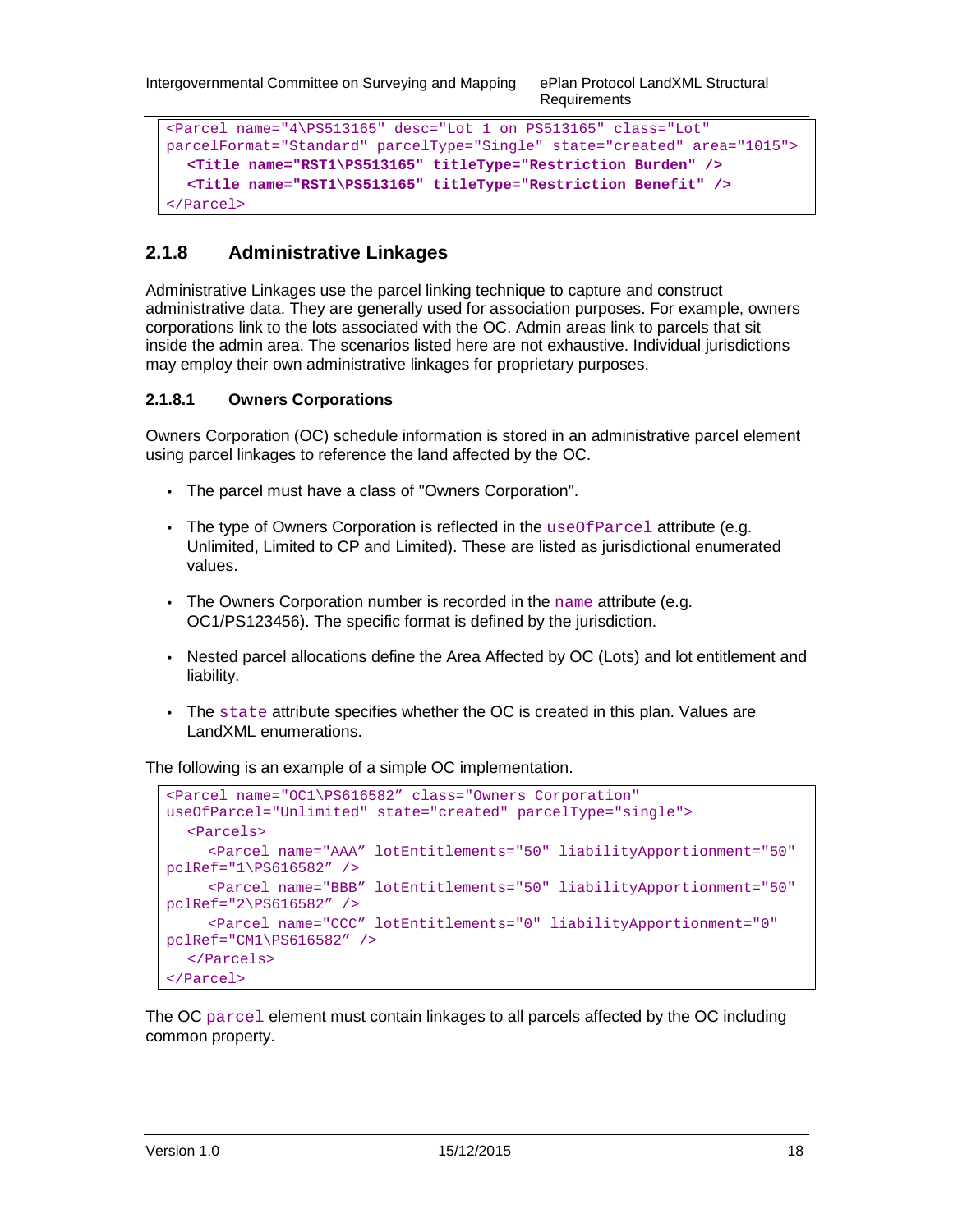```
<Parcel name="4\PS513165" desc="Lot 1 on PS513165" class="Lot"
parcelFormat="Standard" parcelType="Single" state="created" area="1015">
  <Title name="RST1\PS513165" titleType="Restriction Burden" />
  <Title name="RST1\PS513165" titleType="Restriction Benefit" />
</Parcel>
```

### 2.1.8 Administrative Linkages

Administrative Linkages use the parcel linking technique to capture and construct administrative data. They are generally used for association purposes. For example, owners corporations link to the lots associated with the OC. Admin areas link to parcels that sit inside the admin area. The scenarios listed here are not exhaustive. Individual jurisdictions may employ their own administrative linkages for proprietary purposes.

#### 2.1.8.1 Owners Corporations

Owners Corporation (OC) schedule information is stored in an administrative parcel element using parcel linkages to reference the land affected by the OC.

- The parcel must have a class of "Owners Corporation".
- The type of Owners Corporation is reflected in the `useOfParcel` attribute (e.g. Unlimited, Limited to CP and Limited). These are listed as jurisdictional enumerated values.
- The Owners Corporation number is recorded in the `name` attribute (e.g. OC1/PS123456). The specific format is defined by the jurisdiction.
- Nested parcel allocations define the Area Affected by OC (Lots) and lot entitlement and liability.
- The `state` attribute specifies whether the OC is created in this plan. Values are LandXML enumerations.

The following is an example of a simple OC implementation.

```
<Parcel name="OC1\PS616582" class="Owners Corporation"
useOfParcel="Unlimited" state="created" parcelType="single">
  <Parcels>
    <Parcel name="AAA" lotEntitlements="50" liabilityApportionment="50"
pclRef="1\PS616582" />
    <Parcel name="BBB" lotEntitlements="50" liabilityApportionment="50"
pclRef="2\PS616582" />
    <Parcel name="CCC" lotEntitlements="0" liabilityApportionment="0"
pclRef="CM1\PS616582" />
  </Parcels>
</Parcel>
```

The OC `parcel` element must contain linkages to all parcels affected by the OC including common property.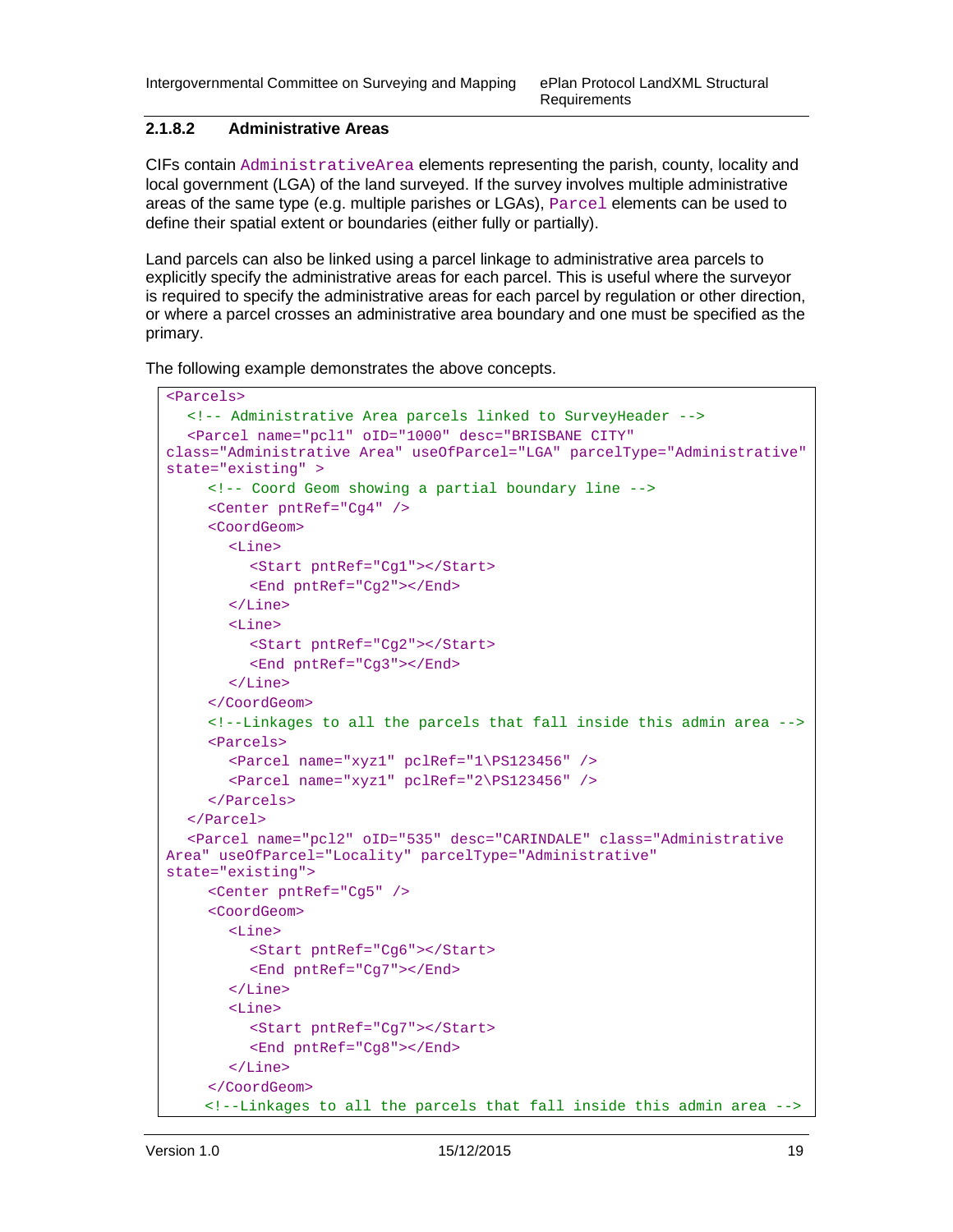### 2.1.8.2 Administrative Areas

CIFs contain `AdministrativeArea` elements representing the parish, county, locality and local government (LGA) of the land surveyed. If the survey involves multiple administrative areas of the same type (e.g. multiple parishes or LGAs), `Parcel` elements can be used to define their spatial extent or boundaries (either fully or partially).

Land parcels can also be linked using a parcel linkage to administrative area parcels to explicitly specify the administrative areas for each parcel. This is useful where the surveyor is required to specify the administrative areas for each parcel by regulation or other direction, or where a parcel crosses an administrative area boundary and one must be specified as the primary.

The following example demonstrates the above concepts.

```
<Parcels>
  <!-- Administrative Area parcels linked to SurveyHeader -->
  <Parcel name="pcl1" oID="1000" desc="BRISBANE CITY"
class="Administrative Area" useOfParcel="LGA" parcelType="Administrative"
state="existing" >
    <!-- Coord Geom showing a partial boundary line -->
    <Center pntRef="Cg4" />
    <CoordGeom>
      <Line>
        <Start pntRef="Cg1"></Start>
        <End pntRef="Cg2"></End>
      </Line>
      <Line>
        <Start pntRef="Cg2"></Start>
        <End pntRef="Cg3"></End>
      </Line>
    </CoordGeom>
    <!--Linkages to all the parcels that fall inside this admin area -->
    <Parcels>
      <Parcel name="xyz1" pclRef="1\PS123456" />
      <Parcel name="xyz1" pclRef="2\PS123456" />
    </Parcels>
  </Parcel>
  <Parcel name="pcl2" oID="535" desc="CARINDALE" class="Administrative
Area" useOfParcel="Locality" parcelType="Administrative"
state="existing">
    <Center pntRef="Cg5" />
    <CoordGeom>
      <Line>
        <Start pntRef="Cg6"></Start>
        <End pntRef="Cg7"></End>
      </Line>
      <Line>
        <Start pntRef="Cg7"></Start>
        <End pntRef="Cg8"></End>
      </Line>
    </CoordGeom>
    <!--Linkages to all the parcels that fall inside this admin area -->
```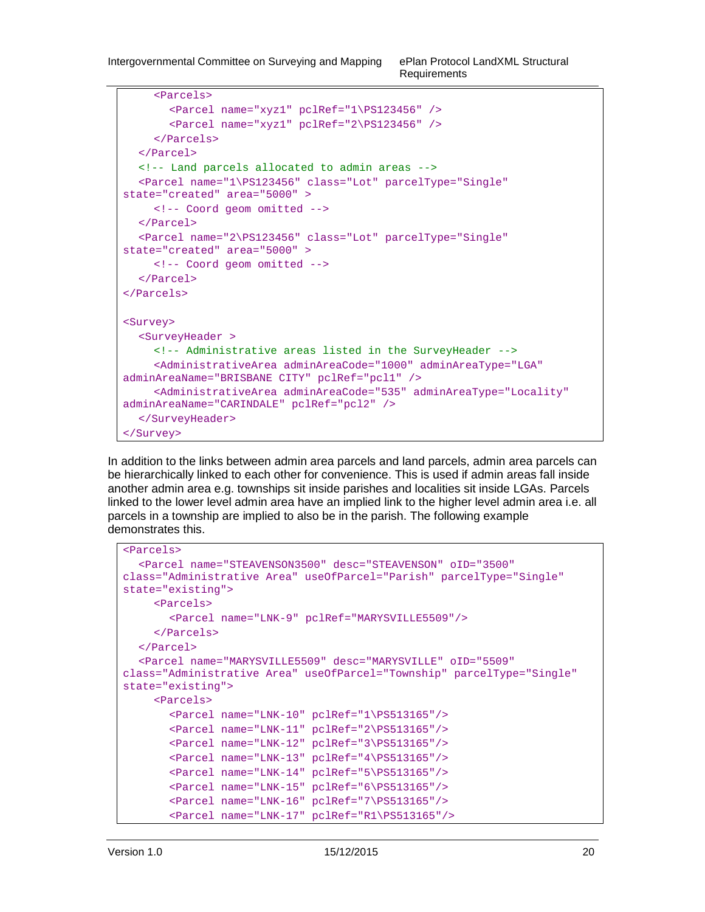```
    <Parcels>
      <Parcel name="xyz1" pclRef="1\PS123456" />
      <Parcel name="xyz1" pclRef="2\PS123456" />
    </Parcels>
  </Parcel>
  <!-- Land parcels allocated to admin areas -->
  <Parcel name="1\PS123456" class="Lot" parcelType="Single"
state="created" area="5000" >
    <!-- Coord geom omitted -->
  </Parcel>
  <Parcel name="2\PS123456" class="Lot" parcelType="Single"
state="created" area="5000" >
    <!-- Coord geom omitted -->
  </Parcel>
</Parcels>

<Survey>
  <SurveyHeader >
    <!-- Administrative areas listed in the SurveyHeader -->
    <AdministrativeArea adminAreaCode="1000" adminAreaType="LGA"
adminAreaName="BRISBANE CITY" pclRef="pcl1" />
    <AdministrativeArea adminAreaCode="535" adminAreaType="Locality"
adminAreaName="CARINDALE" pclRef="pcl2" />
  </SurveyHeader>
</Survey>
```

In addition to the links between admin area parcels and land parcels, admin area parcels can be hierarchically linked to each other for convenience. This is used if admin areas fall inside another admin area e.g. townships sit inside parishes and localities sit inside LGAs. Parcels linked to the lower level admin area have an implied link to the higher level admin area i.e. all parcels in a township are implied to also be in the parish. The following example demonstrates this.

```
<Parcels>
  <Parcel name="STEAVENSON3500" desc="STEAVENSON" oID="3500"
class="Administrative Area" useOfParcel="Parish" parcelType="Single"
state="existing">
    <Parcels>
      <Parcel name="LNK-9" pclRef="MARYSVILLE5509"/>
    </Parcels>
  </Parcel>
  <Parcel name="MARYSVILLE5509" desc="MARYSVILLE" oID="5509"
class="Administrative Area" useOfParcel="Township" parcelType="Single"
state="existing">
    <Parcels>
      <Parcel name="LNK-10" pclRef="1\PS513165"/>
      <Parcel name="LNK-11" pclRef="2\PS513165"/>
      <Parcel name="LNK-12" pclRef="3\PS513165"/>
      <Parcel name="LNK-13" pclRef="4\PS513165"/>
      <Parcel name="LNK-14" pclRef="5\PS513165"/>
      <Parcel name="LNK-15" pclRef="6\PS513165"/>
      <Parcel name="LNK-16" pclRef="7\PS513165"/>
      <Parcel name="LNK-17" pclRef="R1\PS513165"/>
```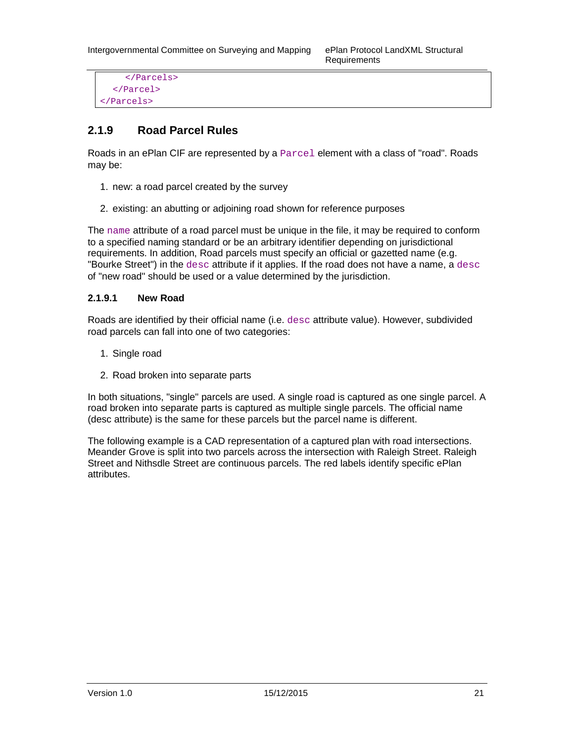```
    </Parcels>
  </Parcel>
</Parcels>
```

### 2.1.9 Road Parcel Rules

Roads in an ePlan CIF are represented by a `Parcel` element with a class of "road". Roads may be:

1. new: a road parcel created by the survey
2. existing: an abutting or adjoining road shown for reference purposes

The `name` attribute of a road parcel must be unique in the file, it may be required to conform to a specified naming standard or be an arbitrary identifier depending on jurisdictional requirements. In addition, Road parcels must specify an official or gazetted name (e.g. "Bourke Street") in the `desc` attribute if it applies. If the road does not have a name, a `desc` of "new road" should be used or a value determined by the jurisdiction.

#### 2.1.9.1 New Road

Roads are identified by their official name (i.e. `desc` attribute value). However, subdivided road parcels can fall into one of two categories:

1. Single road
2. Road broken into separate parts

In both situations, "single" parcels are used. A single road is captured as one single parcel. A road broken into separate parts is captured as multiple single parcels. The official name (desc attribute) is the same for these parcels but the parcel name is different.

The following example is a CAD representation of a captured plan with road intersections. Meander Grove is split into two parcels across the intersection with Raleigh Street. Raleigh Street and Nithsdle Street are continuous parcels. The red labels identify specific ePlan attributes.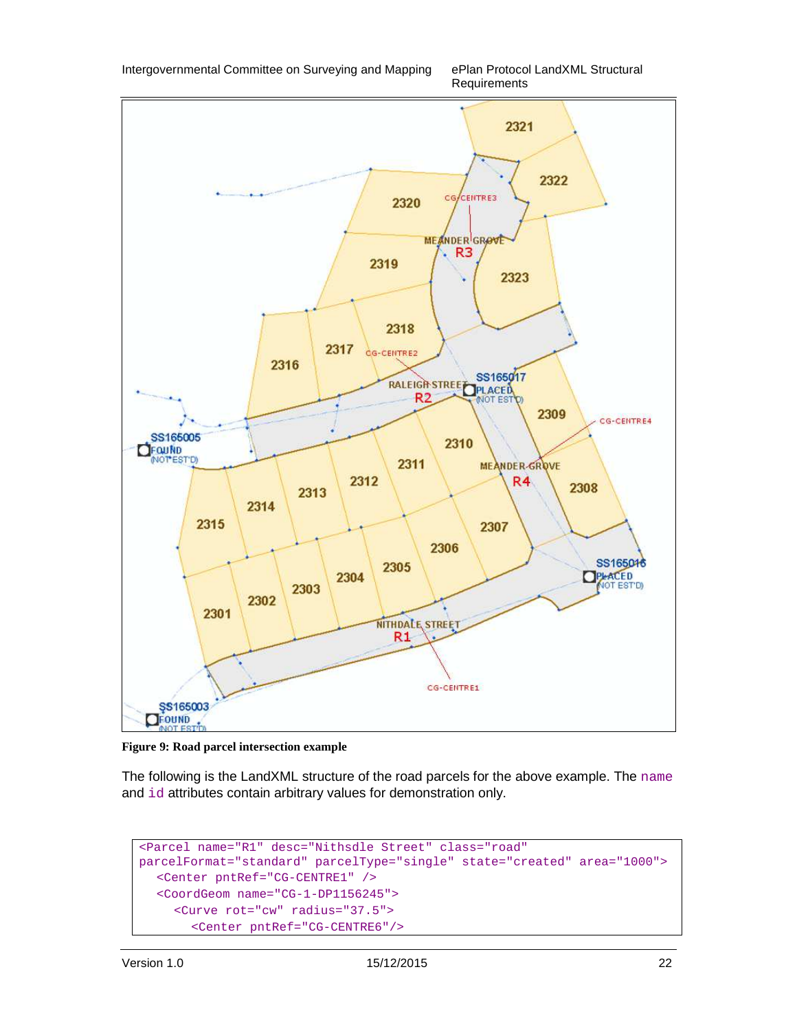**Figure 9: Road parcel intersection example**

The following is the LandXML structure of the road parcels for the above example. The `name` and `id` attributes contain arbitrary values for demonstration only.

```
<Parcel name="R1" desc="Nithsdle Street" class="road"
parcelFormat="standard" parcelType="single" state="created" area="1000">
  <Center pntRef="CG-CENTRE1" />
  <CoordGeom name="CG-1-DP1156245">
    <Curve rot="cw" radius="37.5">
      <Center pntRef="CG-CENTRE6"/>
```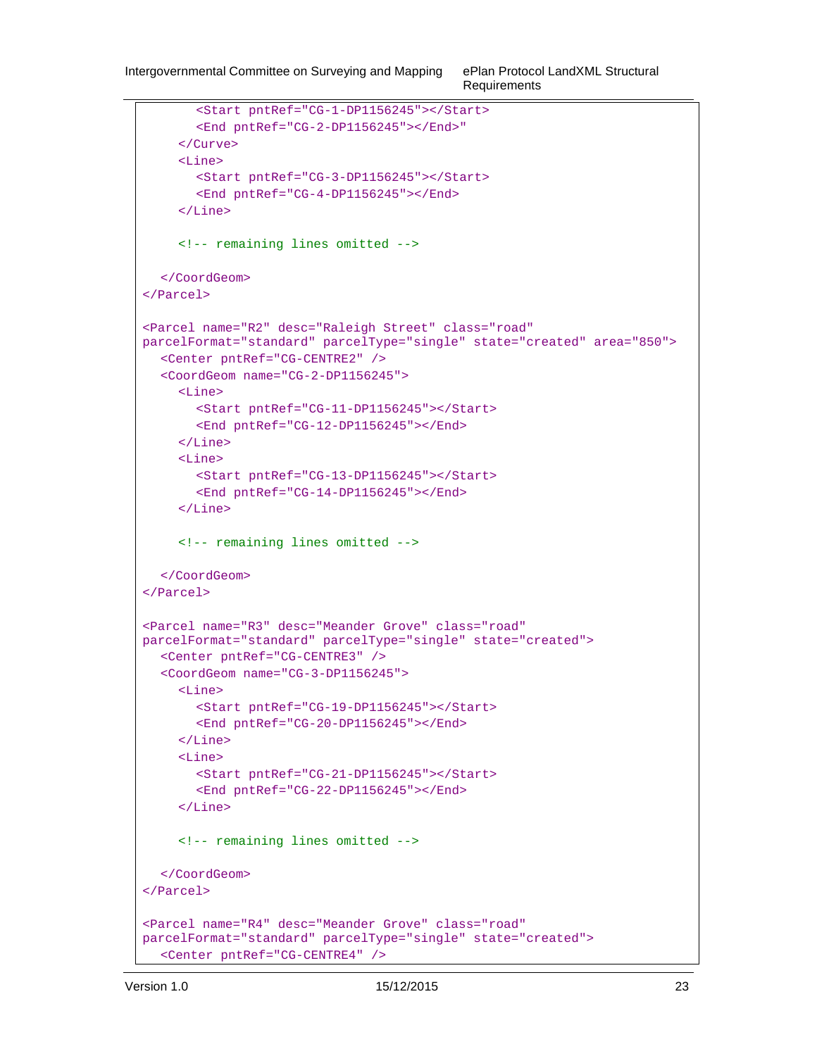```
      <Start pntRef="CG-1-DP1156245"></Start>
      <End pntRef="CG-2-DP1156245"></End>"
    </Curve>
    <Line>
      <Start pntRef="CG-3-DP1156245"></Start>
      <End pntRef="CG-4-DP1156245"></End>
    </Line>

    <!-- remaining lines omitted -->

  </CoordGeom>
</Parcel>

<Parcel name="R2" desc="Raleigh Street" class="road"
parcelFormat="standard" parcelType="single" state="created" area="850">
  <Center pntRef="CG-CENTRE2" />
  <CoordGeom name="CG-2-DP1156245">
    <Line>
      <Start pntRef="CG-11-DP1156245"></Start>
      <End pntRef="CG-12-DP1156245"></End>
    </Line>
    <Line>
      <Start pntRef="CG-13-DP1156245"></Start>
      <End pntRef="CG-14-DP1156245"></End>
    </Line>

    <!-- remaining lines omitted -->

  </CoordGeom>
</Parcel>

<Parcel name="R3" desc="Meander Grove" class="road"
parcelFormat="standard" parcelType="single" state="created">
  <Center pntRef="CG-CENTRE3" />
  <CoordGeom name="CG-3-DP1156245">
    <Line>
      <Start pntRef="CG-19-DP1156245"></Start>
      <End pntRef="CG-20-DP1156245"></End>
    </Line>
    <Line>
      <Start pntRef="CG-21-DP1156245"></Start>
      <End pntRef="CG-22-DP1156245"></End>
    </Line>

    <!-- remaining lines omitted -->

  </CoordGeom>
</Parcel>

<Parcel name="R4" desc="Meander Grove" class="road"
parcelFormat="standard" parcelType="single" state="created">
  <Center pntRef="CG-CENTRE4" />
```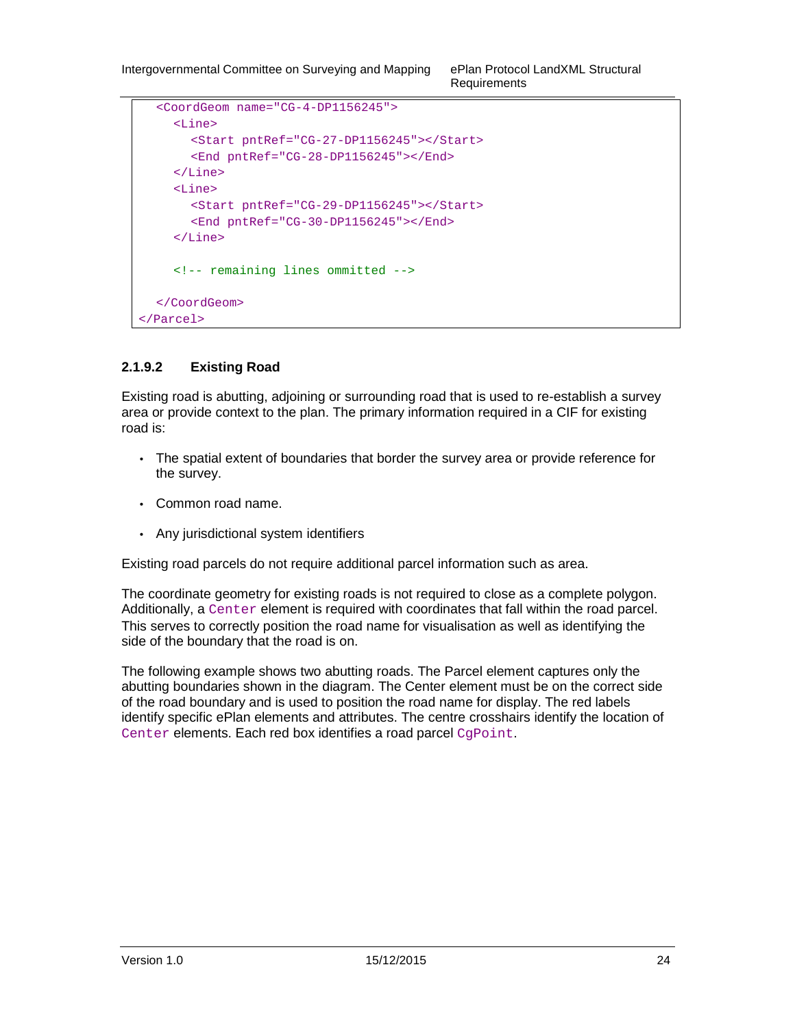```
  <CoordGeom name="CG-4-DP1156245">
    <Line>
      <Start pntRef="CG-27-DP1156245"></Start>
      <End pntRef="CG-28-DP1156245"></End>
    </Line>
    <Line>
      <Start pntRef="CG-29-DP1156245"></Start>
      <End pntRef="CG-30-DP1156245"></End>
    </Line>

    <!-- remaining lines ommitted -->

  </CoordGeom>
</Parcel>
```

#### 2.1.9.2 Existing Road

Existing road is abutting, adjoining or surrounding road that is used to re-establish a survey area or provide context to the plan. The primary information required in a CIF for existing road is:

- The spatial extent of boundaries that border the survey area or provide reference for the survey.
- Common road name.
- Any jurisdictional system identifiers

Existing road parcels do not require additional parcel information such as area.

The coordinate geometry for existing roads is not required to close as a complete polygon. Additionally, a `Center` element is required with coordinates that fall within the road parcel. This serves to correctly position the road name for visualisation as well as identifying the side of the boundary that the road is on.

The following example shows two abutting roads. The Parcel element captures only the abutting boundaries shown in the diagram. The Center element must be on the correct side of the road boundary and is used to position the road name for display. The red labels identify specific ePlan elements and attributes. The centre crosshairs identify the location of `Center` elements. Each red box identifies a road parcel `CgPoint`.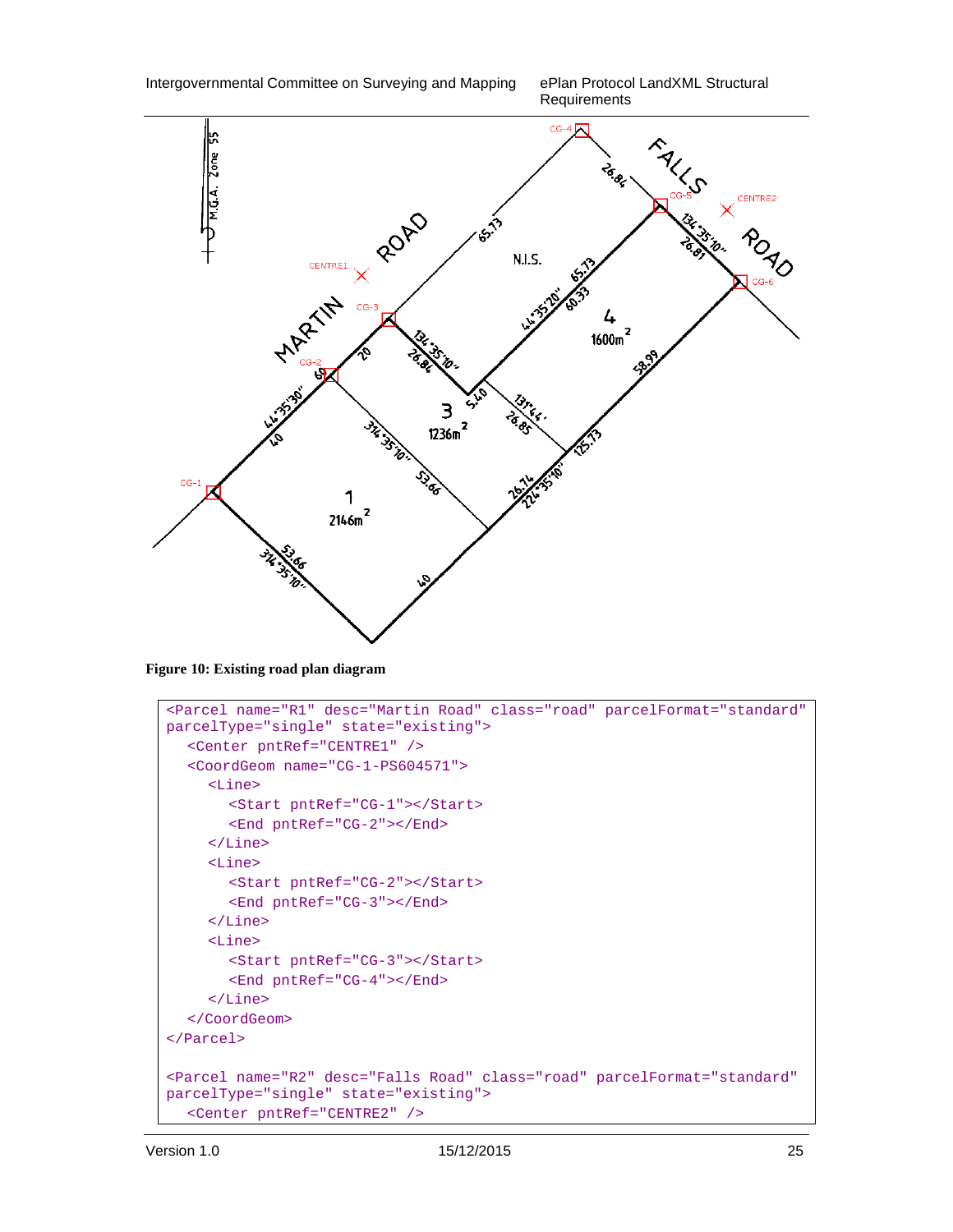Figure 10: Existing road plan diagram

```
<Parcel name="R1" desc="Martin Road" class="road" parcelFormat="standard"
parcelType="single" state="existing">
  <Center pntRef="CENTRE1" />
  <CoordGeom name="CG-1-PS604571">
    <Line>
      <Start pntRef="CG-1"></Start>
      <End pntRef="CG-2"></End>
    </Line>
    <Line>
      <Start pntRef="CG-2"></Start>
      <End pntRef="CG-3"></End>
    </Line>
    <Line>
      <Start pntRef="CG-3"></Start>
      <End pntRef="CG-4"></End>
    </Line>
  </CoordGeom>
</Parcel>

<Parcel name="R2" desc="Falls Road" class="road" parcelFormat="standard"
parcelType="single" state="existing">
  <Center pntRef="CENTRE2" />
```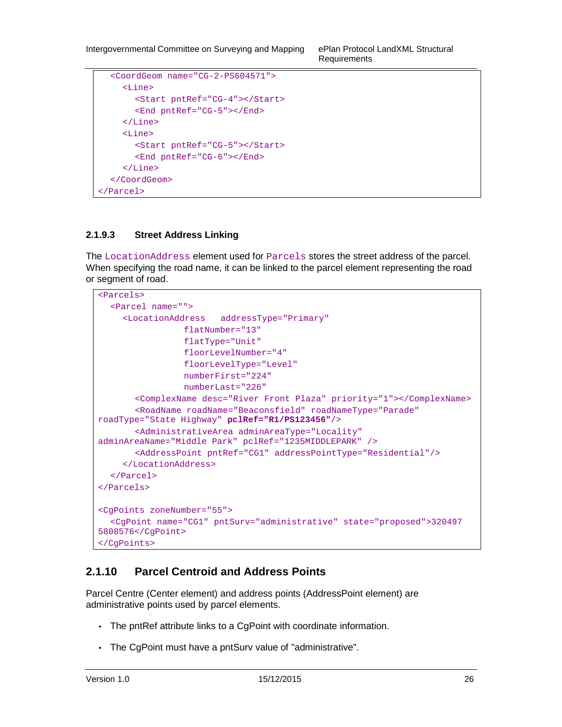```
  <CoordGeom name="CG-2-PS604571">
    <Line>
      <Start pntRef="CG-4"></Start>
      <End pntRef="CG-5"></End>
    </Line>
    <Line>
      <Start pntRef="CG-5"></Start>
      <End pntRef="CG-6"></End>
    </Line>
  </CoordGeom>
</Parcel>
```

#### 2.1.9.3 Street Address Linking

The `LocationAddress` element used for `Parcels` stores the street address of the parcel. When specifying the road name, it can be linked to the parcel element representing the road or segment of road.

```
<Parcels>
  <Parcel name="">
    <LocationAddress   addressType="Primary"
                flatNumber="13"
                flatType="Unit"
                floorLevelNumber="4"
                floorLevelType="Level"
                numberFirst="224"
                numberLast="226"
      <ComplexName desc="River Front Plaza" priority="1"></ComplexName>
      <RoadName roadName="Beaconsfield" roadNameType="Parade"
roadType="State Highway" pclRef="R1/PS123456"/>
      <AdministrativeArea adminAreaType="Locality"
adminAreaName="Middle Park" pclRef="1235MIDDLEPARK" />
      <AddressPoint pntRef="CG1" addressPointType="Residential"/>
    </LocationAddress>
  </Parcel>
</Parcels>

<CgPoints zoneNumber="55">
  <CgPoint name="CG1" pntSurv="administrative" state="proposed">320497
5808576</CgPoint>
</CgPoints>
```

### 2.1.10 Parcel Centroid and Address Points

Parcel Centre (Center element) and address points (AddressPoint element) are administrative points used by parcel elements.

- The pntRef attribute links to a CgPoint with coordinate information.
- The CgPoint must have a pntSurv value of "administrative".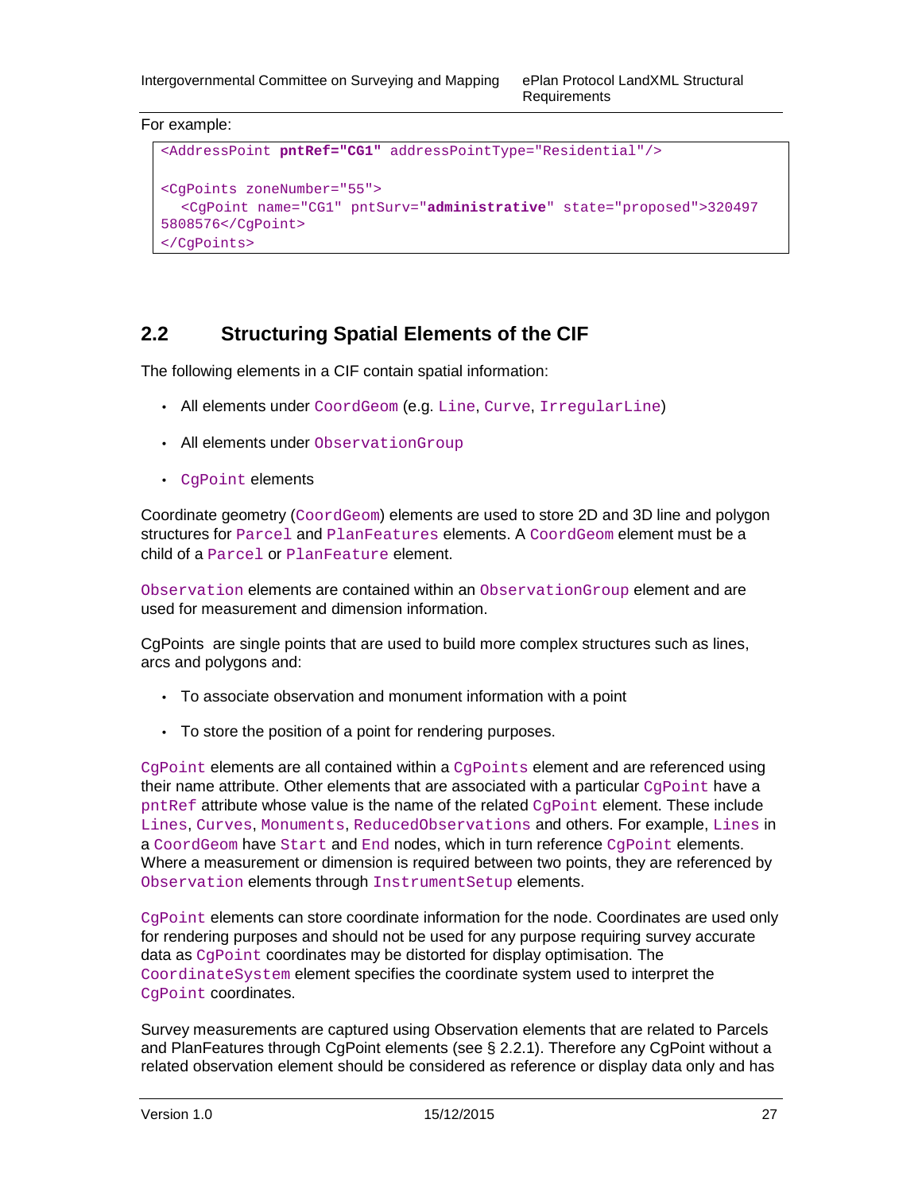For example:

```
<AddressPoint pntRef="CG1" addressPointType="Residential"/>

<CgPoints zoneNumber="55">
  <CgPoint name="CG1" pntSurv="administrative" state="proposed">320497
5808576</CgPoint>
</CgPoints>
```

## 2.2 Structuring Spatial Elements of the CIF

The following elements in a CIF contain spatial information:

- All elements under `CoordGeom` (e.g. `Line`, `Curve`, `IrregularLine`)
- All elements under `ObservationGroup`
- `CgPoint` elements

Coordinate geometry (`CoordGeom`) elements are used to store 2D and 3D line and polygon structures for `Parcel` and `PlanFeatures` elements. A `CoordGeom` element must be a child of a `Parcel` or `PlanFeature` element.

`Observation` elements are contained within an `ObservationGroup` element and are used for measurement and dimension information.

CgPoints are single points that are used to build more complex structures such as lines, arcs and polygons and:

- To associate observation and monument information with a point
- To store the position of a point for rendering purposes.

`CgPoint` elements are all contained within a `CgPoints` element and are referenced using their name attribute. Other elements that are associated with a particular `CgPoint` have a `pntRef` attribute whose value is the name of the related `CgPoint` element. These include `Lines`, `Curves`, `Monuments`, `ReducedObservations` and others. For example, `Lines` in a `CoordGeom` have `Start` and `End` nodes, which in turn reference `CgPoint` elements. Where a measurement or dimension is required between two points, they are referenced by `Observation` elements through `InstrumentSetup` elements.

`CgPoint` elements can store coordinate information for the node. Coordinates are used only for rendering purposes and should not be used for any purpose requiring survey accurate data as `CgPoint` coordinates may be distorted for display optimisation. The `CoordinateSystem` element specifies the coordinate system used to interpret the `CgPoint` coordinates.

Survey measurements are captured using Observation elements that are related to Parcels and PlanFeatures through CgPoint elements (see § 2.2.1). Therefore any CgPoint without a related observation element should be considered as reference or display data only and has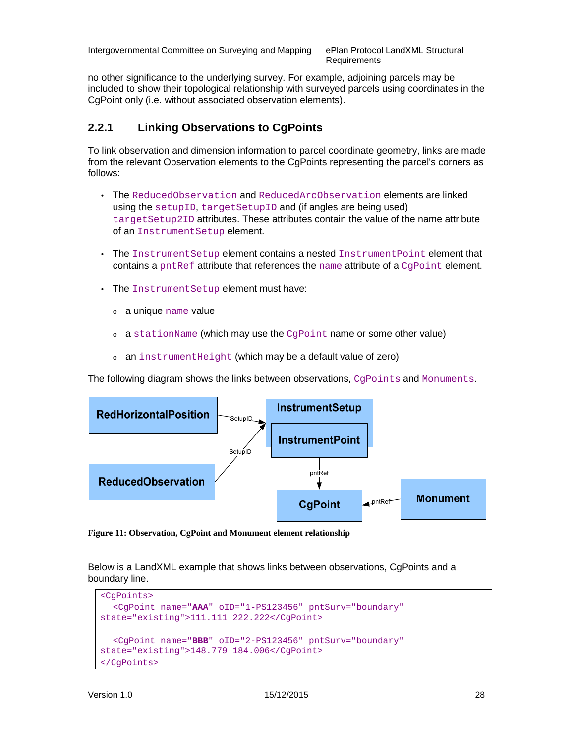no other significance to the underlying survey. For example, adjoining parcels may be included to show their topological relationship with surveyed parcels using coordinates in the CgPoint only (i.e. without associated observation elements).

### 2.2.1 Linking Observations to CgPoints

To link observation and dimension information to parcel coordinate geometry, links are made from the relevant Observation elements to the CgPoints representing the parcel's corners as follows:

- The `ReducedObservation` and `ReducedArcObservation` elements are linked using the `setupID`, `targetSetupID` and (if angles are being used) `targetSetup2ID` attributes. These attributes contain the value of the name attribute of an `InstrumentSetup` element.
- The `InstrumentSetup` element contains a nested `InstrumentPoint` element that contains a `pntRef` attribute that references the `name` attribute of a `CgPoint` element.
- The `InstrumentSetup` element must have:
  - a unique `name` value
  - a `stationName` (which may use the `CgPoint` name or some other value)
  - an `instrumentHeight` (which may be a default value of zero)

The following diagram shows the links between observations, `CgPoints` and `Monuments`.

RedHorizontalPosition —SetupID→ InstrumentSetup / InstrumentPoint
ReducedObservation —SetupID→ InstrumentSetup / InstrumentPoint
InstrumentPoint —pntRef→ CgPoint
Monument —pntRef→ CgPoint

**Figure 11: Observation, CgPoint and Monument element relationship**

Below is a LandXML example that shows links between observations, CgPoints and a boundary line.

```
<CgPoints>
  <CgPoint name="AAA" oID="1-PS123456" pntSurv="boundary"
state="existing">111.111 222.222</CgPoint>

  <CgPoint name="BBB" oID="2-PS123456" pntSurv="boundary"
state="existing">148.779 184.006</CgPoint>
</CgPoints>
```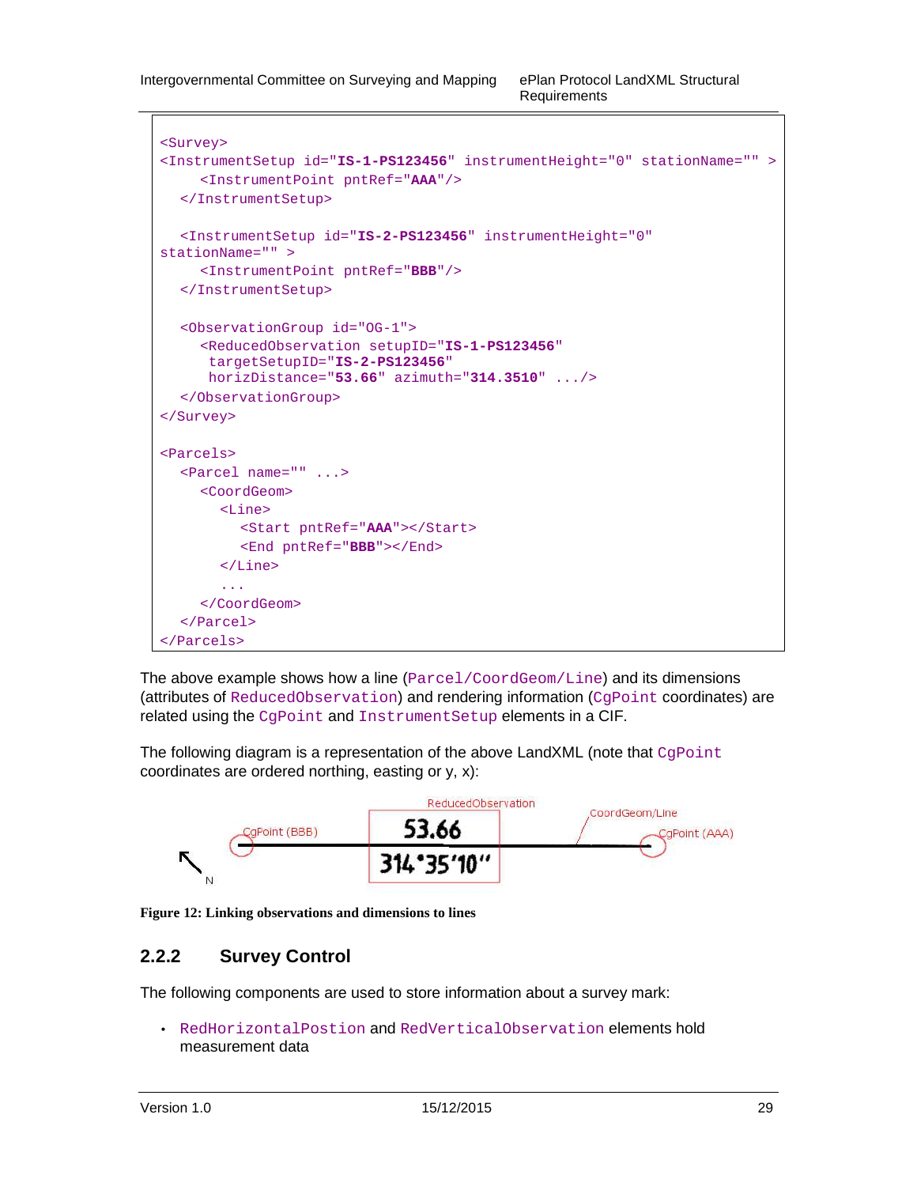```
<Survey>
<InstrumentSetup id="IS-1-PS123456" instrumentHeight="0" stationName="" >
    <InstrumentPoint pntRef="AAA"/>
  </InstrumentSetup>

  <InstrumentSetup id="IS-2-PS123456" instrumentHeight="0"
stationName="" >
    <InstrumentPoint pntRef="BBB"/>
  </InstrumentSetup>

  <ObservationGroup id="OG-1">
    <ReducedObservation setupID="IS-1-PS123456"
     targetSetupID="IS-2-PS123456"
     horizDistance="53.66" azimuth="314.3510" .../>
  </ObservationGroup>
</Survey>

<Parcels>
  <Parcel name="" ...>
    <CoordGeom>
      <Line>
        <Start pntRef="AAA"></Start>
        <End pntRef="BBB"></End>
      </Line>
      ...
    </CoordGeom>
  </Parcel>
</Parcels>
```

The above example shows how a line (`Parcel/CoordGeom/Line`) and its dimensions (attributes of `ReducedObservation`) and rendering information (`CgPoint` coordinates) are related using the `CgPoint` and `InstrumentSetup` elements in a CIF.

The following diagram is a representation of the above LandXML (note that `CgPoint` coordinates are ordered northing, easting or y, x):

ReducedObservation

CgPoint (BBB) 53.66 314°35′10″ CoordGeom/Line CgPoint (AAA)

N

**Figure 12: Linking observations and dimensions to lines**

### 2.2.2 Survey Control

The following components are used to store information about a survey mark:

- `RedHorizontalPostion` and `RedVerticalObservation` elements hold measurement data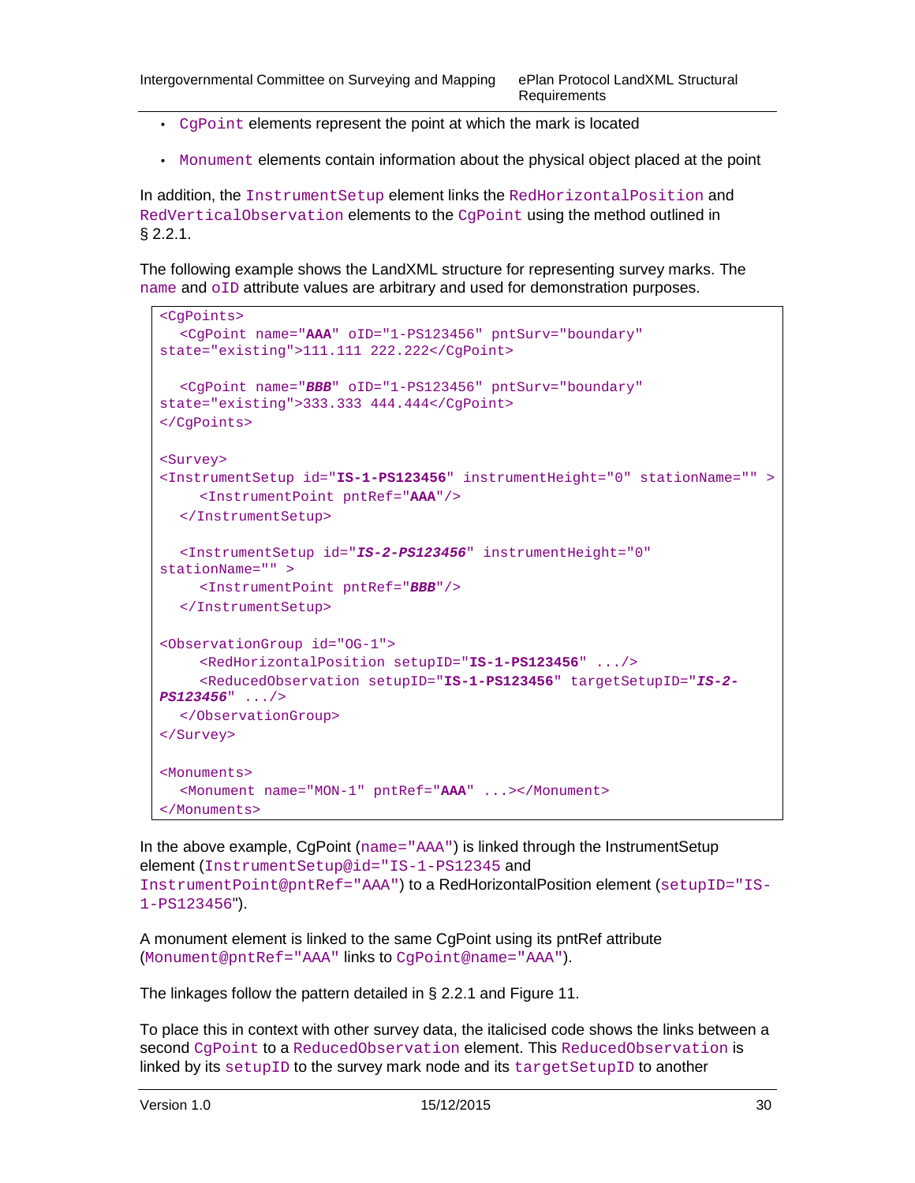- `CgPoint` elements represent the point at which the mark is located

- `Monument` elements contain information about the physical object placed at the point

In addition, the `InstrumentSetup` element links the `RedHorizontalPosition` and `RedVerticalObservation` elements to the `CgPoint` using the method outlined in § 2.2.1.

The following example shows the LandXML structure for representing survey marks. The `name` and `oID` attribute values are arbitrary and used for demonstration purposes.

```
<CgPoints>
  <CgPoint name="AAA" oID="1-PS123456" pntSurv="boundary"
state="existing">111.111 222.222</CgPoint>

  <CgPoint name="BBB" oID="1-PS123456" pntSurv="boundary"
state="existing">333.333 444.444</CgPoint>
</CgPoints>

<Survey>
<InstrumentSetup id="IS-1-PS123456" instrumentHeight="0" stationName="" >
    <InstrumentPoint pntRef="AAA"/>
  </InstrumentSetup>

  <InstrumentSetup id="IS-2-PS123456" instrumentHeight="0"
stationName="" >
    <InstrumentPoint pntRef="BBB"/>
  </InstrumentSetup>

<ObservationGroup id="OG-1">
    <RedHorizontalPosition setupID="IS-1-PS123456" .../>
    <ReducedObservation setupID="IS-1-PS123456" targetSetupID="IS-2-
PS123456" .../>
  </ObservationGroup>
</Survey>

<Monuments>
  <Monument name="MON-1" pntRef="AAA" ...></Monument>
</Monuments>
```

In the above example, CgPoint (`name="AAA"`) is linked through the InstrumentSetup element (`InstrumentSetup@id="IS-1-PS12345` and `InstrumentPoint@pntRef="AAA"`) to a RedHorizontalPosition element (`setupID="IS-1-PS123456"`).

A monument element is linked to the same CgPoint using its pntRef attribute (`Monument@pntRef="AAA"` links to `CgPoint@name="AAA"`).

The linkages follow the pattern detailed in § 2.2.1 and Figure 11.

To place this in context with other survey data, the italicised code shows the links between a second `CgPoint` to a `ReducedObservation` element. This `ReducedObservation` is linked by its `setupID` to the survey mark node and its `targetSetupID` to another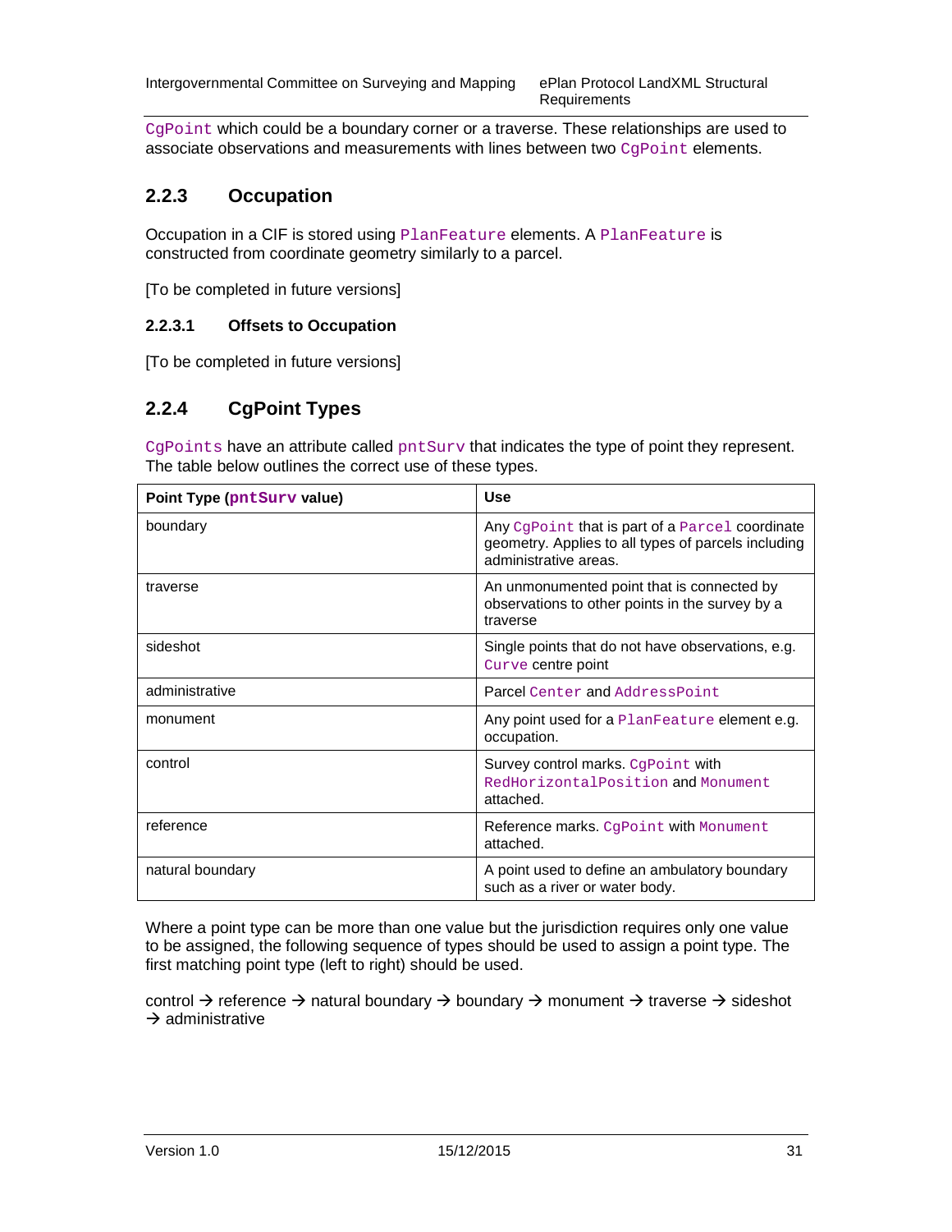CgPoint which could be a boundary corner or a traverse. These relationships are used to associate observations and measurements with lines between two CgPoint elements.

### 2.2.3 Occupation

Occupation in a CIF is stored using PlanFeature elements. A PlanFeature is constructed from coordinate geometry similarly to a parcel.

[To be completed in future versions]

#### 2.2.3.1 Offsets to Occupation

[To be completed in future versions]

### 2.2.4 CgPoint Types

CgPoints have an attribute called pntSurv that indicates the type of point they represent. The table below outlines the correct use of these types.

| Point Type (pntSurv value) | Use |
|---|---|
| boundary | Any CgPoint that is part of a Parcel coordinate geometry. Applies to all types of parcels including administrative areas. |
| traverse | An unmonumented point that is connected by observations to other points in the survey by a traverse |
| sideshot | Single points that do not have observations, e.g. Curve centre point |
| administrative | Parcel Center and AddressPoint |
| monument | Any point used for a PlanFeature element e.g. occupation. |
| control | Survey control marks. CgPoint with RedHorizontalPosition and Monument attached. |
| reference | Reference marks. CgPoint with Monument attached. |
| natural boundary | A point used to define an ambulatory boundary such as a river or water body. |

Where a point type can be more than one value but the jurisdiction requires only one value to be assigned, the following sequence of types should be used to assign a point type. The first matching point type (left to right) should be used.

control → reference → natural boundary → boundary → monument → traverse → sideshot → administrative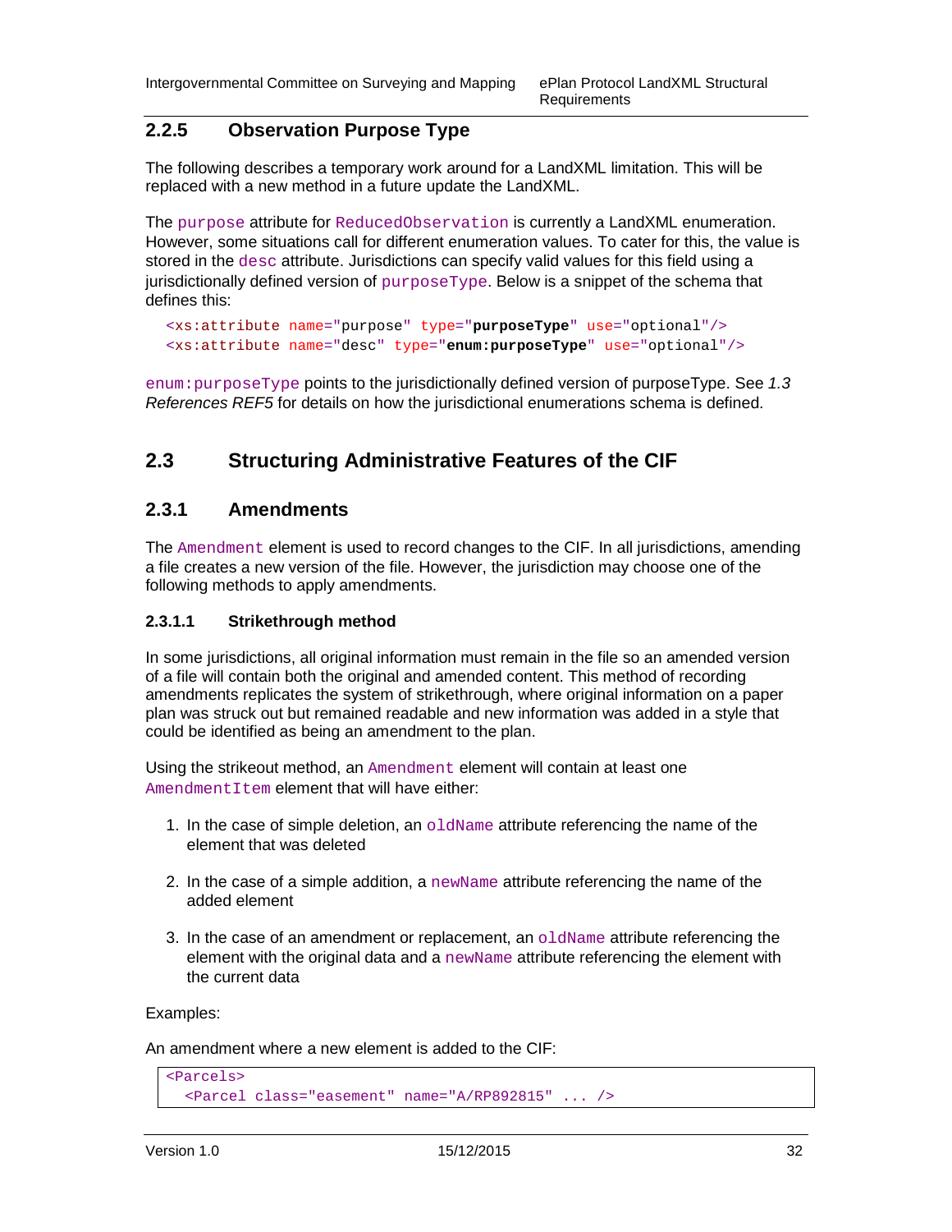### 2.2.5 Observation Purpose Type

The following describes a temporary work around for a LandXML limitation. This will be replaced with a new method in a future update the LandXML.

The `purpose` attribute for `ReducedObservation` is currently a LandXML enumeration. However, some situations call for different enumeration values. To cater for this, the value is stored in the `desc` attribute. Jurisdictions can specify valid values for this field using a jurisdictionally defined version of `purposeType`. Below is a snippet of the schema that defines this:

```
<xs:attribute name="purpose" type="purposeType" use="optional"/>
<xs:attribute name="desc" type="enum:purposeType" use="optional"/>
```

`enum:purposeType` points to the jurisdictionally defined version of purposeType. See *1.3 References REF5* for details on how the jurisdictional enumerations schema is defined.

## 2.3 Structuring Administrative Features of the CIF

### 2.3.1 Amendments

The `Amendment` element is used to record changes to the CIF. In all jurisdictions, amending a file creates a new version of the file. However, the jurisdiction may choose one of the following methods to apply amendments.

#### 2.3.1.1 Strikethrough method

In some jurisdictions, all original information must remain in the file so an amended version of a file will contain both the original and amended content. This method of recording amendments replicates the system of strikethrough, where original information on a paper plan was struck out but remained readable and new information was added in a style that could be identified as being an amendment to the plan.

Using the strikeout method, an `Amendment` element will contain at least one `AmendmentItem` element that will have either:

1. In the case of simple deletion, an `oldName` attribute referencing the name of the element that was deleted
2. In the case of a simple addition, a `newName` attribute referencing the name of the added element
3. In the case of an amendment or replacement, an `oldName` attribute referencing the element with the original data and a `newName` attribute referencing the element with the current data

Examples:

An amendment where a new element is added to the CIF:

```
<Parcels>
  <Parcel class="easement" name="A/RP892815" ... />
```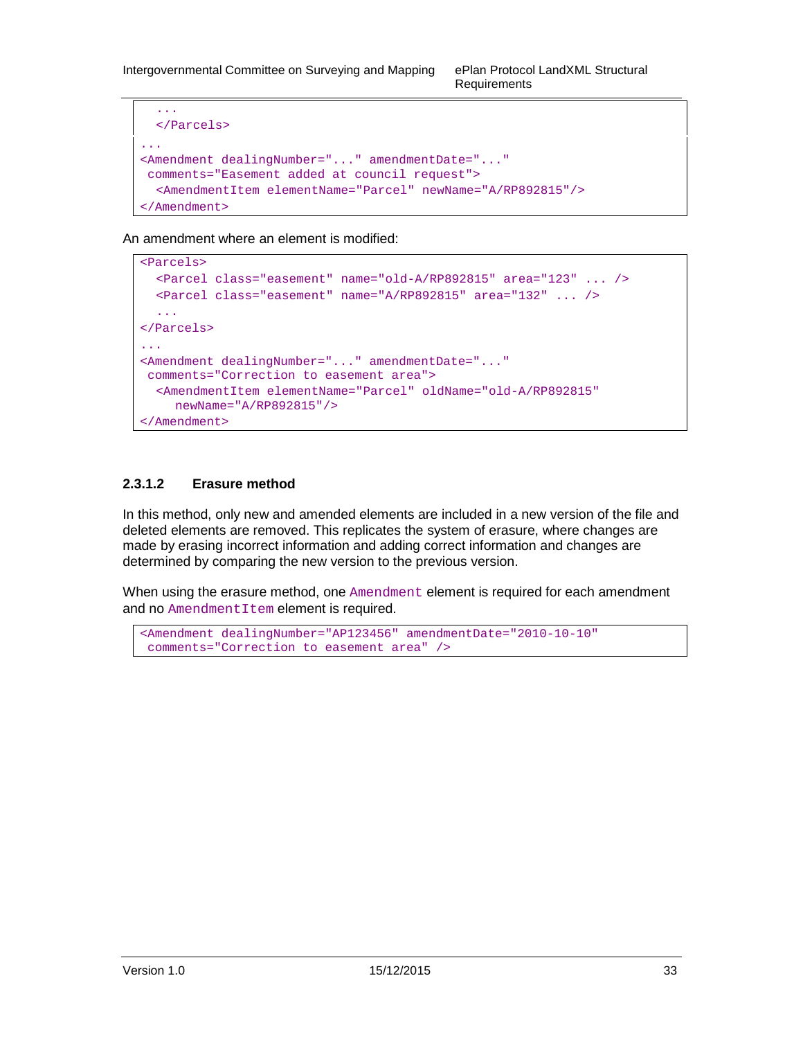```
  ...
  </Parcels>
...
<Amendment dealingNumber="..." amendmentDate="..."
 comments="Easement added at council request">
  <AmendmentItem elementName="Parcel" newName="A/RP892815"/>
</Amendment>
```

An amendment where an element is modified:

```
<Parcels>
  <Parcel class="easement" name="old-A/RP892815" area="123" ... />
  <Parcel class="easement" name="A/RP892815" area="132" ... />
  ...
</Parcels>
...
<Amendment dealingNumber="..." amendmentDate="..."
 comments="Correction to easement area">
  <AmendmentItem elementName="Parcel" oldName="old-A/RP892815"
    newName="A/RP892815"/>
</Amendment>
```

#### 2.3.1.2 Erasure method

In this method, only new and amended elements are included in a new version of the file and deleted elements are removed. This replicates the system of erasure, where changes are made by erasing incorrect information and adding correct information and changes are determined by comparing the new version to the previous version.

When using the erasure method, one `Amendment` element is required for each amendment and no `AmendmentItem` element is required.

```
<Amendment dealingNumber="AP123456" amendmentDate="2010-10-10"
 comments="Correction to easement area" />
```